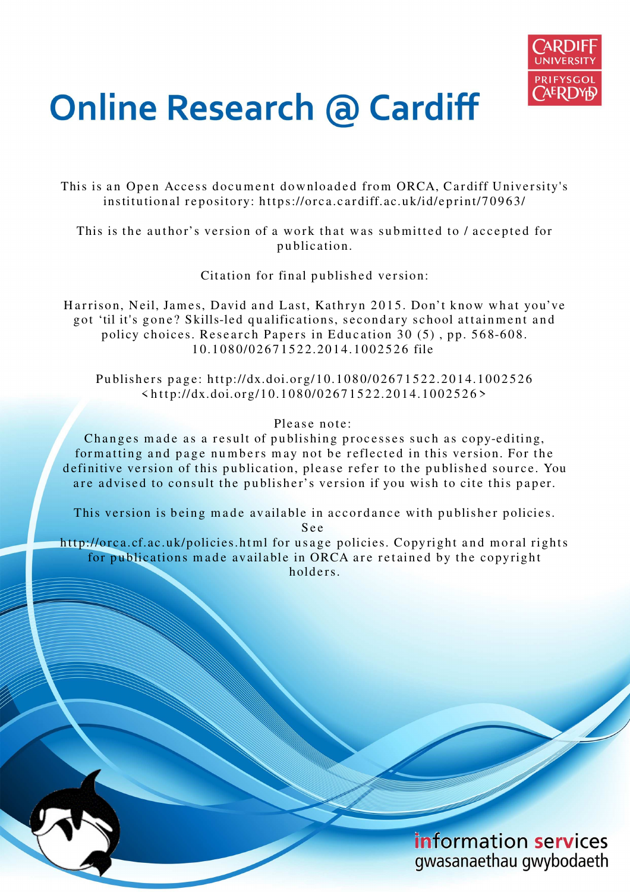# Online Research @ Cardiff

This is an Open Access document downloaded from ORCA, Cardiff University's institutional repository: https://orca.cardiff.ac.uk/id/eprint/70963/

This is the author's version of a work that was submitted to / accepted for publication.

Citation for final published version:

Harrison, Neil, James, David and Last, Kathryn 2015. Don't know what you've got 'til it's gone? Skills-led qualifications, secondary school attainment and policy choices. Research Papers in Education 30 (5) , pp. 568-608. 10.1080/02671522.2014.1002526 file

Publishers page: http://dx.doi.org/10.1080/02671522.2014.1002526 <http://dx.doi.org/10.1080/02671522.2014.1002526>

Please note:
Changes made as a result of publishing processes such as copy-editing, formatting and page numbers may not be reflected in this version. For the definitive version of this publication, please refer to the published source. You are advised to consult the publisher's version if you wish to cite this paper.

This version is being made available in accordance with publisher policies. See http://orca.cf.ac.uk/policies.html for usage policies. Copyright and moral rights for publications made available in ORCA are retained by the copyright holders.

information services
gwasanaethau gwybodaeth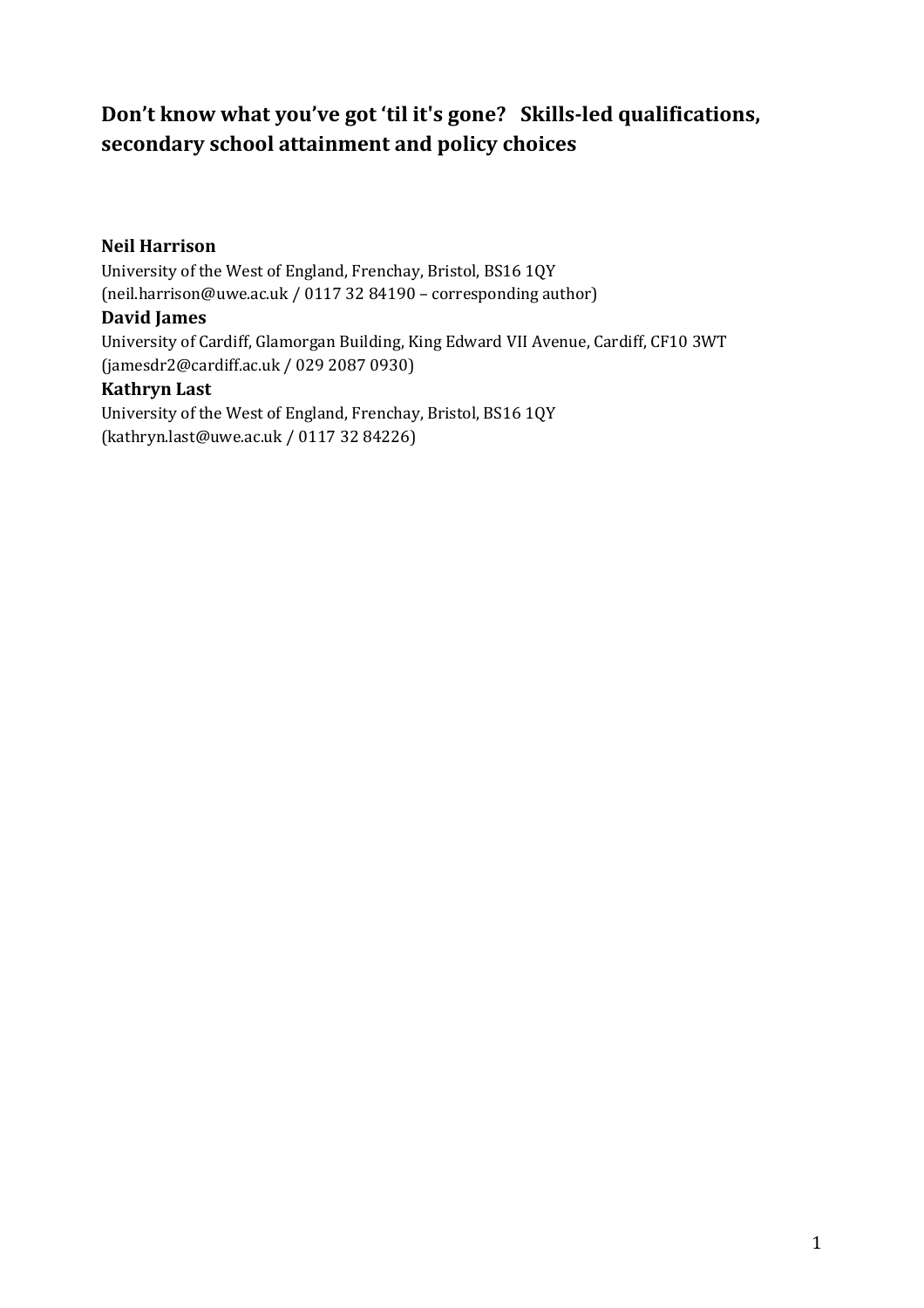# Don't know what you've got 'til it's gone? Skills-led qualifications, secondary school attainment and policy choices

**Neil Harrison**

University of the West of England, Frenchay, Bristol, BS16 1QY
(neil.harrison@uwe.ac.uk / 0117 32 84190 – corresponding author)

**David James**

University of Cardiff, Glamorgan Building, King Edward VII Avenue, Cardiff, CF10 3WT
(jamesdr2@cardiff.ac.uk / 029 2087 0930)

**Kathryn Last**

University of the West of England, Frenchay, Bristol, BS16 1QY
(kathryn.last@uwe.ac.uk / 0117 32 84226)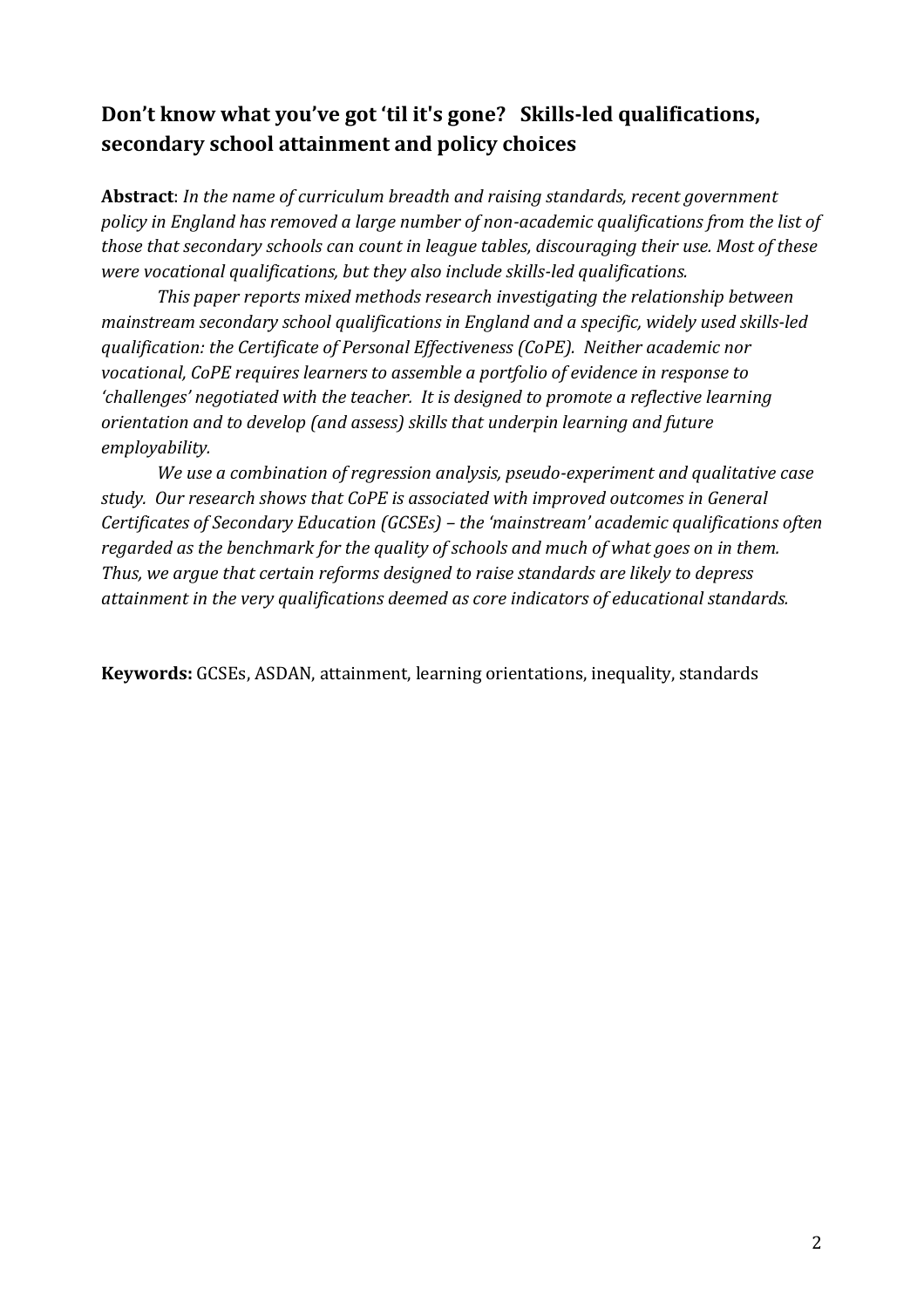## Don't know what you've got 'til it's gone? Skills-led qualifications, secondary school attainment and policy choices

**Abstract**: *In the name of curriculum breadth and raising standards, recent government policy in England has removed a large number of non-academic qualifications from the list of those that secondary schools can count in league tables, discouraging their use. Most of these were vocational qualifications, but they also include skills-led qualifications.*

*This paper reports mixed methods research investigating the relationship between mainstream secondary school qualifications in England and a specific, widely used skills-led qualification: the Certificate of Personal Effectiveness (CoPE). Neither academic nor vocational, CoPE requires learners to assemble a portfolio of evidence in response to 'challenges' negotiated with the teacher. It is designed to promote a reflective learning orientation and to develop (and assess) skills that underpin learning and future employability.*

*We use a combination of regression analysis, pseudo-experiment and qualitative case study. Our research shows that CoPE is associated with improved outcomes in General Certificates of Secondary Education (GCSEs) – the 'mainstream' academic qualifications often regarded as the benchmark for the quality of schools and much of what goes on in them. Thus, we argue that certain reforms designed to raise standards are likely to depress attainment in the very qualifications deemed as core indicators of educational standards.*

**Keywords:** GCSEs, ASDAN, attainment, learning orientations, inequality, standards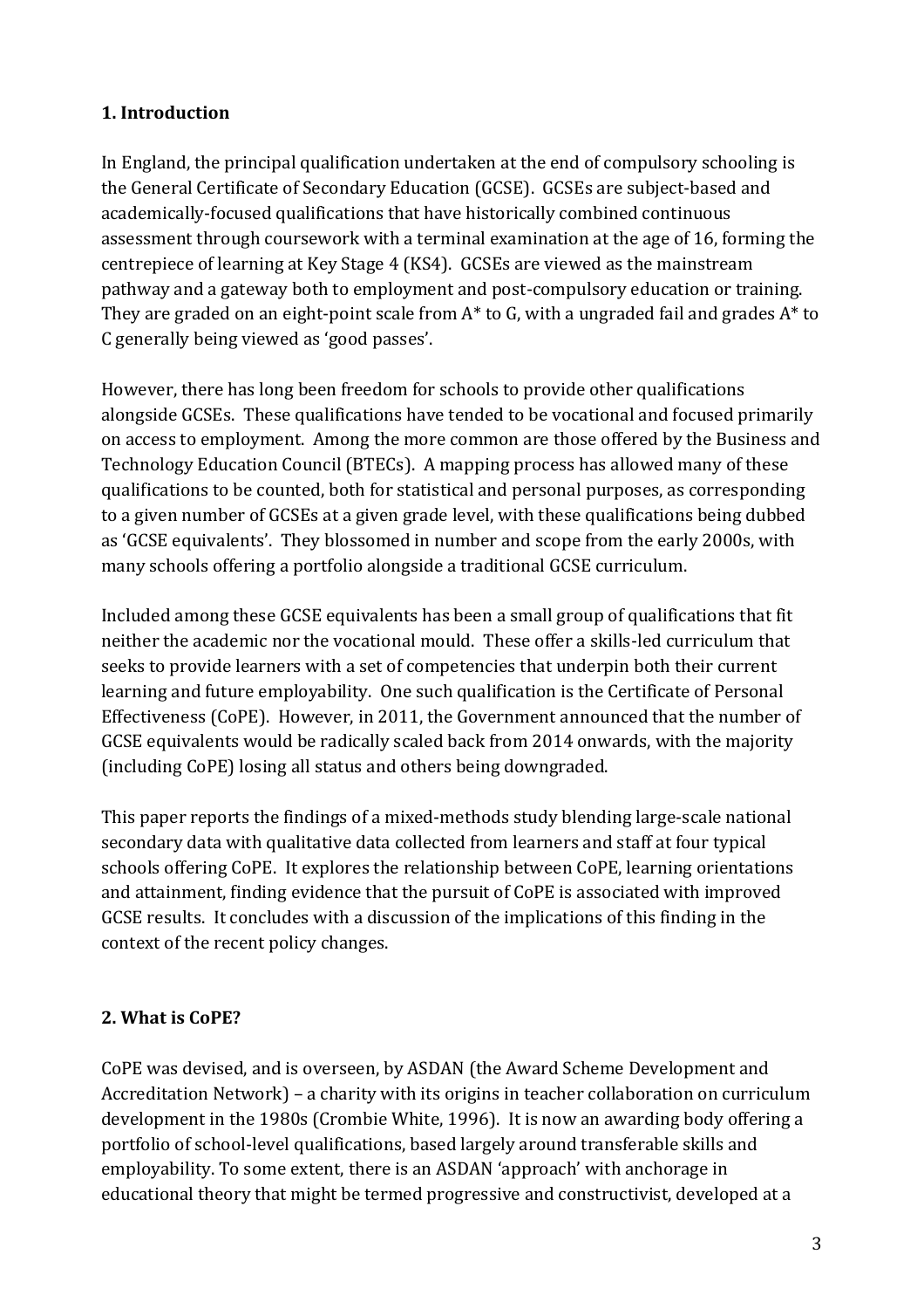## 1. Introduction

In England, the principal qualification undertaken at the end of compulsory schooling is the General Certificate of Secondary Education (GCSE). GCSEs are subject-based and academically-focused qualifications that have historically combined continuous assessment through coursework with a terminal examination at the age of 16, forming the centrepiece of learning at Key Stage 4 (KS4). GCSEs are viewed as the mainstream pathway and a gateway both to employment and post-compulsory education or training. They are graded on an eight-point scale from A* to G, with a ungraded fail and grades A* to C generally being viewed as 'good passes'.

However, there has long been freedom for schools to provide other qualifications alongside GCSEs. These qualifications have tended to be vocational and focused primarily on access to employment. Among the more common are those offered by the Business and Technology Education Council (BTECs). A mapping process has allowed many of these qualifications to be counted, both for statistical and personal purposes, as corresponding to a given number of GCSEs at a given grade level, with these qualifications being dubbed as 'GCSE equivalents'. They blossomed in number and scope from the early 2000s, with many schools offering a portfolio alongside a traditional GCSE curriculum.

Included among these GCSE equivalents has been a small group of qualifications that fit neither the academic nor the vocational mould. These offer a skills-led curriculum that seeks to provide learners with a set of competencies that underpin both their current learning and future employability. One such qualification is the Certificate of Personal Effectiveness (CoPE). However, in 2011, the Government announced that the number of GCSE equivalents would be radically scaled back from 2014 onwards, with the majority (including CoPE) losing all status and others being downgraded.

This paper reports the findings of a mixed-methods study blending large-scale national secondary data with qualitative data collected from learners and staff at four typical schools offering CoPE. It explores the relationship between CoPE, learning orientations and attainment, finding evidence that the pursuit of CoPE is associated with improved GCSE results. It concludes with a discussion of the implications of this finding in the context of the recent policy changes.

## 2. What is CoPE?

CoPE was devised, and is overseen, by ASDAN (the Award Scheme Development and Accreditation Network) – a charity with its origins in teacher collaboration on curriculum development in the 1980s (Crombie White, 1996). It is now an awarding body offering a portfolio of school-level qualifications, based largely around transferable skills and employability. To some extent, there is an ASDAN 'approach' with anchorage in educational theory that might be termed progressive and constructivist, developed at a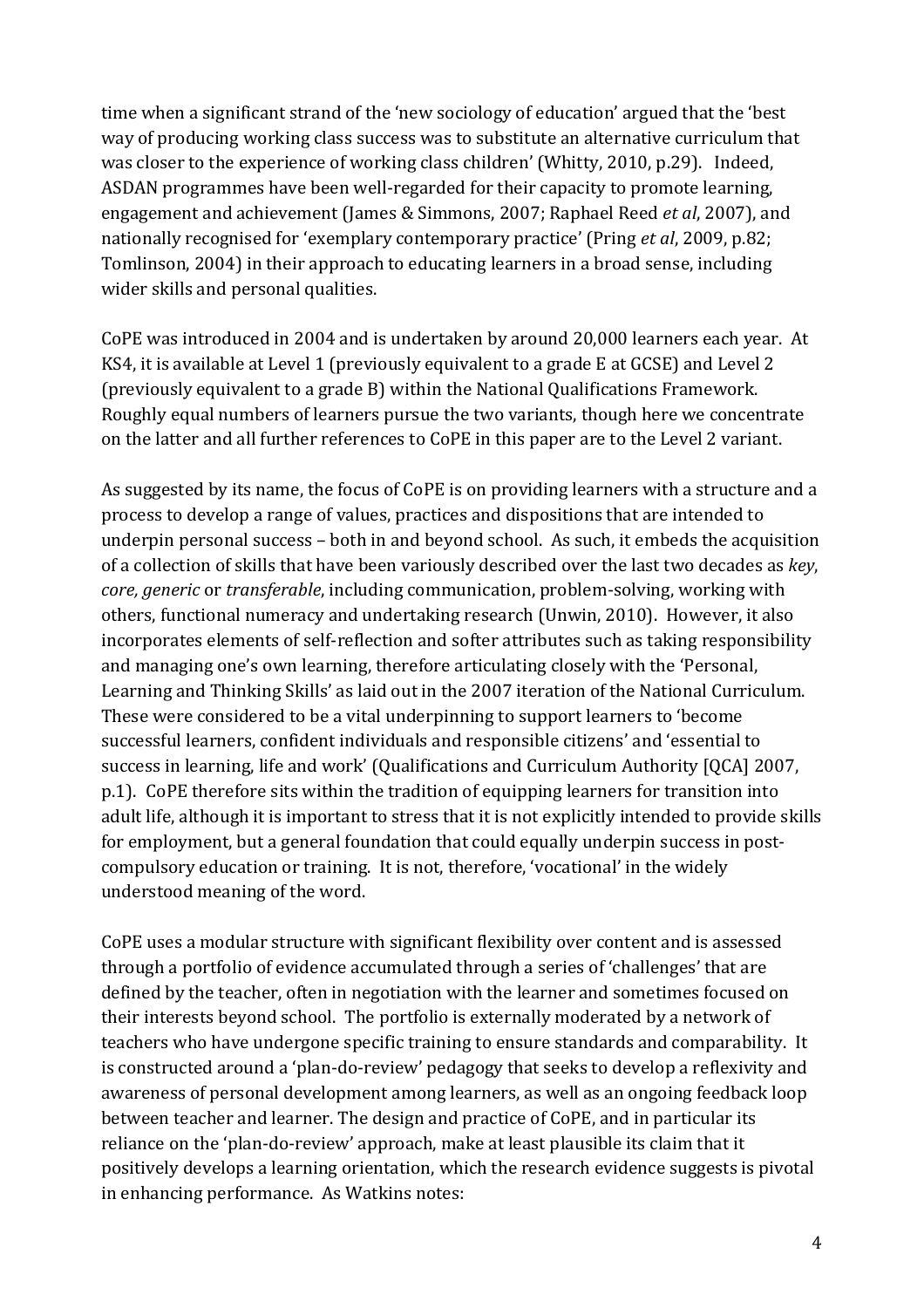time when a significant strand of the 'new sociology of education' argued that the 'best way of producing working class success was to substitute an alternative curriculum that was closer to the experience of working class children' (Whitty, 2010, p.29). Indeed, ASDAN programmes have been well-regarded for their capacity to promote learning, engagement and achievement (James & Simmons, 2007; Raphael Reed *et al*, 2007), and nationally recognised for 'exemplary contemporary practice' (Pring *et al*, 2009, p.82; Tomlinson, 2004) in their approach to educating learners in a broad sense, including wider skills and personal qualities.

CoPE was introduced in 2004 and is undertaken by around 20,000 learners each year. At KS4, it is available at Level 1 (previously equivalent to a grade E at GCSE) and Level 2 (previously equivalent to a grade B) within the National Qualifications Framework. Roughly equal numbers of learners pursue the two variants, though here we concentrate on the latter and all further references to CoPE in this paper are to the Level 2 variant.

As suggested by its name, the focus of CoPE is on providing learners with a structure and a process to develop a range of values, practices and dispositions that are intended to underpin personal success – both in and beyond school. As such, it embeds the acquisition of a collection of skills that have been variously described over the last two decades as *key*, *core, generic* or *transferable*, including communication, problem-solving, working with others, functional numeracy and undertaking research (Unwin, 2010). However, it also incorporates elements of self-reflection and softer attributes such as taking responsibility and managing one's own learning, therefore articulating closely with the 'Personal, Learning and Thinking Skills' as laid out in the 2007 iteration of the National Curriculum. These were considered to be a vital underpinning to support learners to 'become successful learners, confident individuals and responsible citizens' and 'essential to success in learning, life and work' (Qualifications and Curriculum Authority [QCA] 2007, p.1). CoPE therefore sits within the tradition of equipping learners for transition into adult life, although it is important to stress that it is not explicitly intended to provide skills for employment, but a general foundation that could equally underpin success in post-compulsory education or training. It is not, therefore, 'vocational' in the widely understood meaning of the word.

CoPE uses a modular structure with significant flexibility over content and is assessed through a portfolio of evidence accumulated through a series of 'challenges' that are defined by the teacher, often in negotiation with the learner and sometimes focused on their interests beyond school. The portfolio is externally moderated by a network of teachers who have undergone specific training to ensure standards and comparability. It is constructed around a 'plan-do-review' pedagogy that seeks to develop a reflexivity and awareness of personal development among learners, as well as an ongoing feedback loop between teacher and learner. The design and practice of CoPE, and in particular its reliance on the 'plan-do-review' approach, make at least plausible its claim that it positively develops a learning orientation, which the research evidence suggests is pivotal in enhancing performance. As Watkins notes: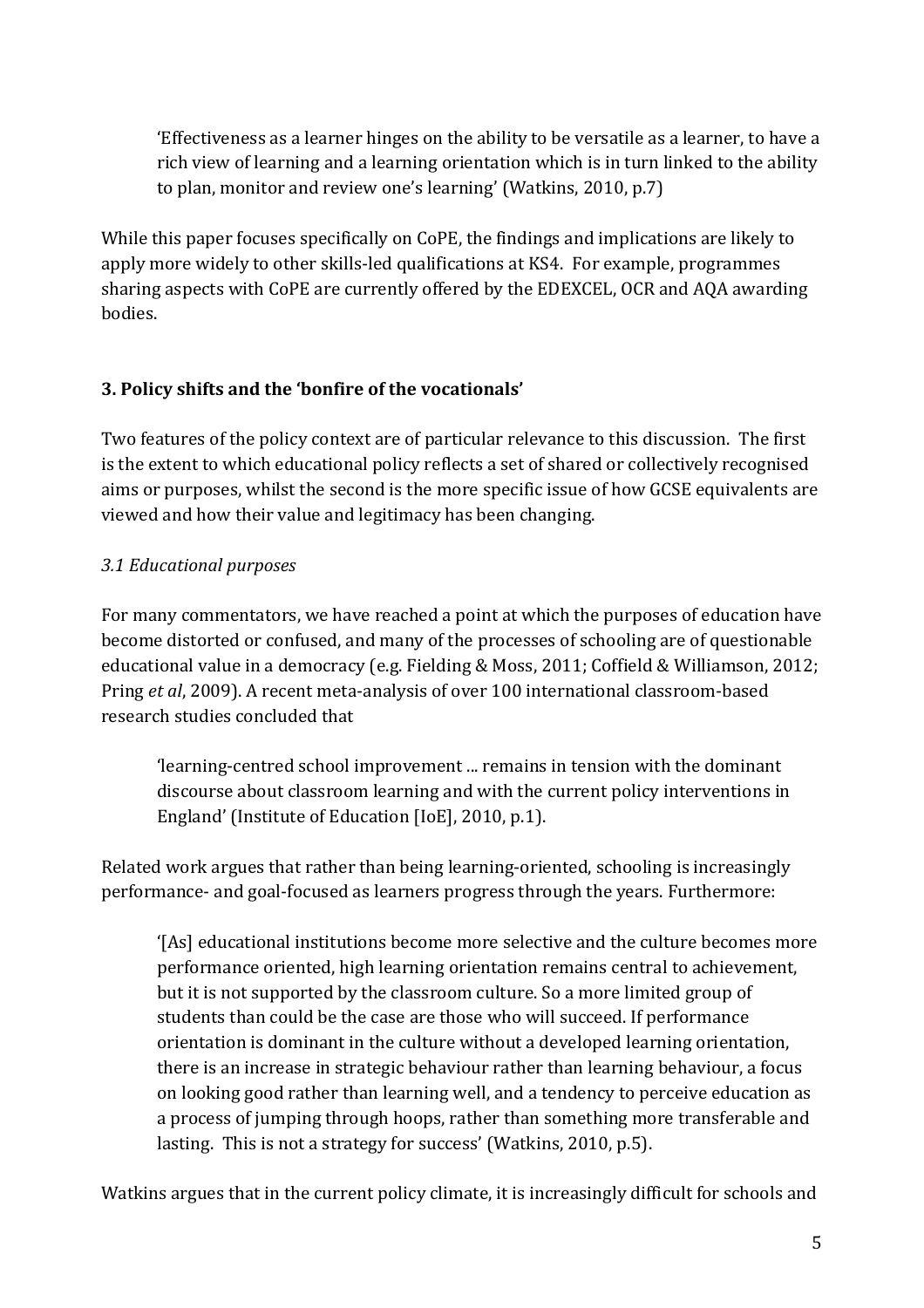> 'Effectiveness as a learner hinges on the ability to be versatile as a learner, to have a rich view of learning and a learning orientation which is in turn linked to the ability to plan, monitor and review one's learning' (Watkins, 2010, p.7)

While this paper focuses specifically on CoPE, the findings and implications are likely to apply more widely to other skills-led qualifications at KS4. For example, programmes sharing aspects with CoPE are currently offered by the EDEXCEL, OCR and AQA awarding bodies.

## 3. Policy shifts and the 'bonfire of the vocationals'

Two features of the policy context are of particular relevance to this discussion. The first is the extent to which educational policy reflects a set of shared or collectively recognised aims or purposes, whilst the second is the more specific issue of how GCSE equivalents are viewed and how their value and legitimacy has been changing.

### *3.1 Educational purposes*

For many commentators, we have reached a point at which the purposes of education have become distorted or confused, and many of the processes of schooling are of questionable educational value in a democracy (e.g. Fielding & Moss, 2011; Coffield & Williamson, 2012; Pring *et al*, 2009). A recent meta-analysis of over 100 international classroom-based research studies concluded that

> 'learning-centred school improvement ... remains in tension with the dominant discourse about classroom learning and with the current policy interventions in England' (Institute of Education [IoE], 2010, p.1).

Related work argues that rather than being learning-oriented, schooling is increasingly performance- and goal-focused as learners progress through the years. Furthermore:

> '[As] educational institutions become more selective and the culture becomes more performance oriented, high learning orientation remains central to achievement, but it is not supported by the classroom culture. So a more limited group of students than could be the case are those who will succeed. If performance orientation is dominant in the culture without a developed learning orientation, there is an increase in strategic behaviour rather than learning behaviour, a focus on looking good rather than learning well, and a tendency to perceive education as a process of jumping through hoops, rather than something more transferable and lasting. This is not a strategy for success' (Watkins, 2010, p.5).

Watkins argues that in the current policy climate, it is increasingly difficult for schools and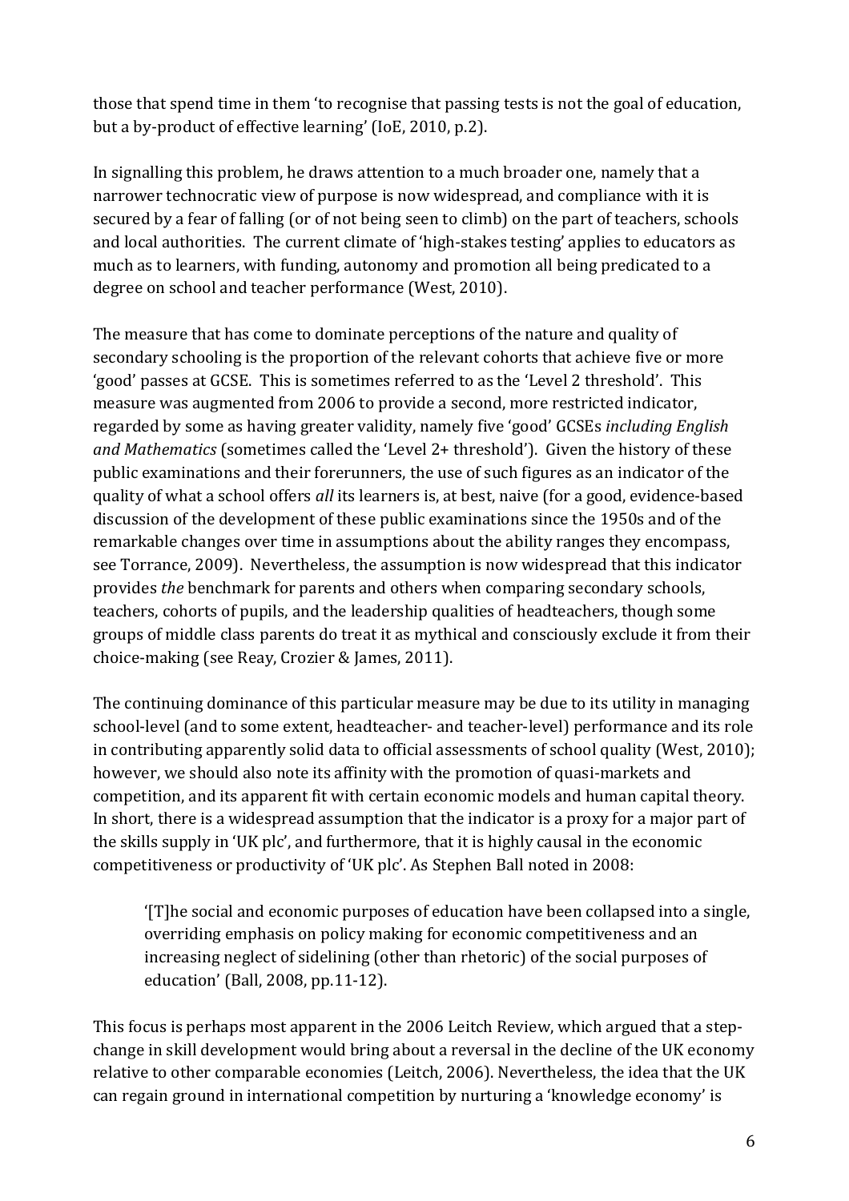those that spend time in them 'to recognise that passing tests is not the goal of education, but a by-product of effective learning' (IoE, 2010, p.2).

In signalling this problem, he draws attention to a much broader one, namely that a narrower technocratic view of purpose is now widespread, and compliance with it is secured by a fear of falling (or of not being seen to climb) on the part of teachers, schools and local authorities. The current climate of 'high-stakes testing' applies to educators as much as to learners, with funding, autonomy and promotion all being predicated to a degree on school and teacher performance (West, 2010).

The measure that has come to dominate perceptions of the nature and quality of secondary schooling is the proportion of the relevant cohorts that achieve five or more 'good' passes at GCSE. This is sometimes referred to as the 'Level 2 threshold'. This measure was augmented from 2006 to provide a second, more restricted indicator, regarded by some as having greater validity, namely five 'good' GCSEs *including English and Mathematics* (sometimes called the 'Level 2+ threshold'). Given the history of these public examinations and their forerunners, the use of such figures as an indicator of the quality of what a school offers *all* its learners is, at best, naive (for a good, evidence-based discussion of the development of these public examinations since the 1950s and of the remarkable changes over time in assumptions about the ability ranges they encompass, see Torrance, 2009). Nevertheless, the assumption is now widespread that this indicator provides *the* benchmark for parents and others when comparing secondary schools, teachers, cohorts of pupils, and the leadership qualities of headteachers, though some groups of middle class parents do treat it as mythical and consciously exclude it from their choice-making (see Reay, Crozier & James, 2011).

The continuing dominance of this particular measure may be due to its utility in managing school-level (and to some extent, headteacher- and teacher-level) performance and its role in contributing apparently solid data to official assessments of school quality (West, 2010); however, we should also note its affinity with the promotion of quasi-markets and competition, and its apparent fit with certain economic models and human capital theory. In short, there is a widespread assumption that the indicator is a proxy for a major part of the skills supply in 'UK plc', and furthermore, that it is highly causal in the economic competitiveness or productivity of 'UK plc'. As Stephen Ball noted in 2008:

> '[T]he social and economic purposes of education have been collapsed into a single, overriding emphasis on policy making for economic competitiveness and an increasing neglect of sidelining (other than rhetoric) of the social purposes of education' (Ball, 2008, pp.11-12).

This focus is perhaps most apparent in the 2006 Leitch Review, which argued that a step-change in skill development would bring about a reversal in the decline of the UK economy relative to other comparable economies (Leitch, 2006). Nevertheless, the idea that the UK can regain ground in international competition by nurturing a 'knowledge economy' is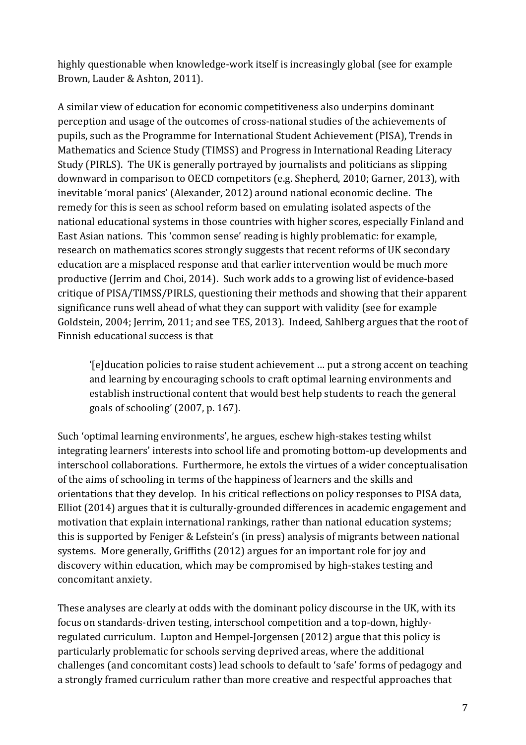highly questionable when knowledge-work itself is increasingly global (see for example Brown, Lauder & Ashton, 2011).

A similar view of education for economic competitiveness also underpins dominant perception and usage of the outcomes of cross-national studies of the achievements of pupils, such as the Programme for International Student Achievement (PISA), Trends in Mathematics and Science Study (TIMSS) and Progress in International Reading Literacy Study (PIRLS). The UK is generally portrayed by journalists and politicians as slipping downward in comparison to OECD competitors (e.g. Shepherd, 2010; Garner, 2013), with inevitable 'moral panics' (Alexander, 2012) around national economic decline. The remedy for this is seen as school reform based on emulating isolated aspects of the national educational systems in those countries with higher scores, especially Finland and East Asian nations. This 'common sense' reading is highly problematic: for example, research on mathematics scores strongly suggests that recent reforms of UK secondary education are a misplaced response and that earlier intervention would be much more productive (Jerrim and Choi, 2014). Such work adds to a growing list of evidence-based critique of PISA/TIMSS/PIRLS, questioning their methods and showing that their apparent significance runs well ahead of what they can support with validity (see for example Goldstein, 2004; Jerrim, 2011; and see TES, 2013). Indeed, Sahlberg argues that the root of Finnish educational success is that

> '[e]ducation policies to raise student achievement … put a strong accent on teaching and learning by encouraging schools to craft optimal learning environments and establish instructional content that would best help students to reach the general goals of schooling' (2007, p. 167).

Such 'optimal learning environments', he argues, eschew high-stakes testing whilst integrating learners' interests into school life and promoting bottom-up developments and interschool collaborations. Furthermore, he extols the virtues of a wider conceptualisation of the aims of schooling in terms of the happiness of learners and the skills and orientations that they develop. In his critical reflections on policy responses to PISA data, Elliot (2014) argues that it is culturally-grounded differences in academic engagement and motivation that explain international rankings, rather than national education systems; this is supported by Feniger & Lefstein's (in press) analysis of migrants between national systems. More generally, Griffiths (2012) argues for an important role for joy and discovery within education, which may be compromised by high-stakes testing and concomitant anxiety.

These analyses are clearly at odds with the dominant policy discourse in the UK, with its focus on standards-driven testing, interschool competition and a top-down, highly-regulated curriculum. Lupton and Hempel-Jorgensen (2012) argue that this policy is particularly problematic for schools serving deprived areas, where the additional challenges (and concomitant costs) lead schools to default to 'safe' forms of pedagogy and a strongly framed curriculum rather than more creative and respectful approaches that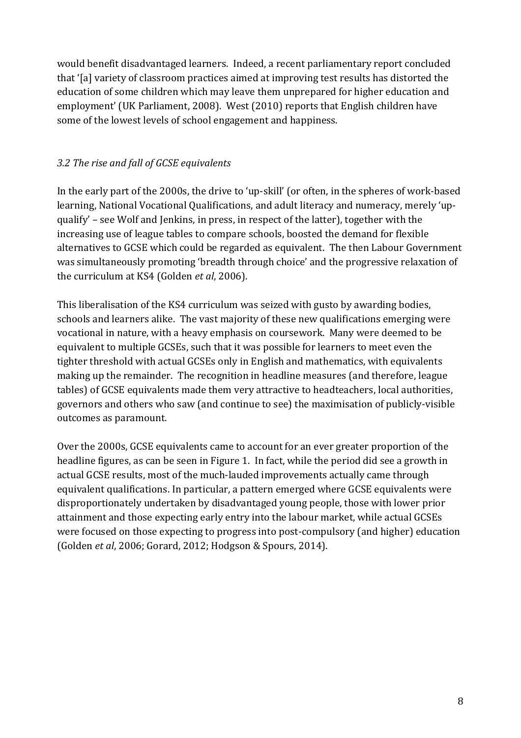would benefit disadvantaged learners. Indeed, a recent parliamentary report concluded that '[a] variety of classroom practices aimed at improving test results has distorted the education of some children which may leave them unprepared for higher education and employment' (UK Parliament, 2008). West (2010) reports that English children have some of the lowest levels of school engagement and happiness.

### *3.2 The rise and fall of GCSE equivalents*

In the early part of the 2000s, the drive to 'up-skill' (or often, in the spheres of work-based learning, National Vocational Qualifications, and adult literacy and numeracy, merely 'up-qualify' – see Wolf and Jenkins, in press, in respect of the latter), together with the increasing use of league tables to compare schools, boosted the demand for flexible alternatives to GCSE which could be regarded as equivalent. The then Labour Government was simultaneously promoting 'breadth through choice' and the progressive relaxation of the curriculum at KS4 (Golden *et al*, 2006).

This liberalisation of the KS4 curriculum was seized with gusto by awarding bodies, schools and learners alike. The vast majority of these new qualifications emerging were vocational in nature, with a heavy emphasis on coursework. Many were deemed to be equivalent to multiple GCSEs, such that it was possible for learners to meet even the tighter threshold with actual GCSEs only in English and mathematics, with equivalents making up the remainder. The recognition in headline measures (and therefore, league tables) of GCSE equivalents made them very attractive to headteachers, local authorities, governors and others who saw (and continue to see) the maximisation of publicly-visible outcomes as paramount.

Over the 2000s, GCSE equivalents came to account for an ever greater proportion of the headline figures, as can be seen in Figure 1. In fact, while the period did see a growth in actual GCSE results, most of the much-lauded improvements actually came through equivalent qualifications. In particular, a pattern emerged where GCSE equivalents were disproportionately undertaken by disadvantaged young people, those with lower prior attainment and those expecting early entry into the labour market, while actual GCSEs were focused on those expecting to progress into post-compulsory (and higher) education (Golden *et al*, 2006; Gorard, 2012; Hodgson & Spours, 2014).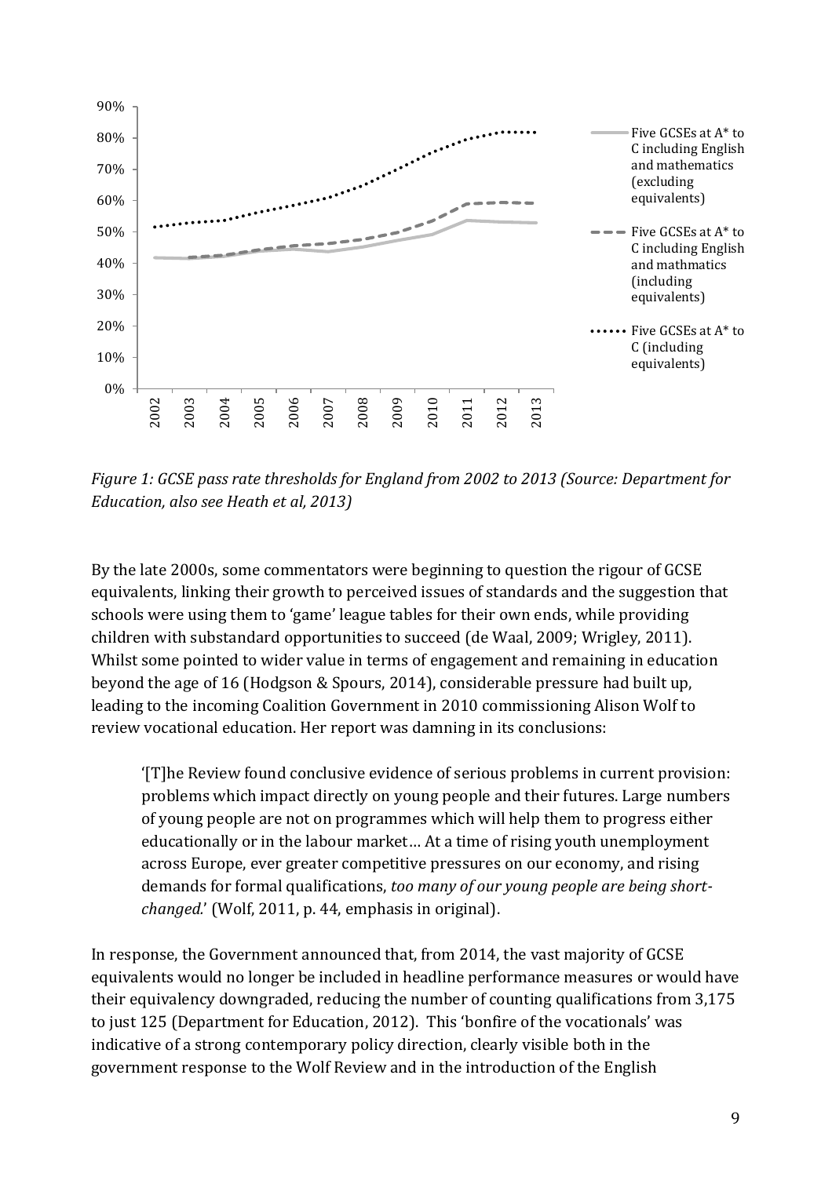*Figure 1: GCSE pass rate thresholds for England from 2002 to 2013 (Source: Department for Education, also see Heath et al, 2013)*

By the late 2000s, some commentators were beginning to question the rigour of GCSE equivalents, linking their growth to perceived issues of standards and the suggestion that schools were using them to 'game' league tables for their own ends, while providing children with substandard opportunities to succeed (de Waal, 2009; Wrigley, 2011). Whilst some pointed to wider value in terms of engagement and remaining in education beyond the age of 16 (Hodgson & Spours, 2014), considerable pressure had built up, leading to the incoming Coalition Government in 2010 commissioning Alison Wolf to review vocational education. Her report was damning in its conclusions:

> '[T]he Review found conclusive evidence of serious problems in current provision: problems which impact directly on young people and their futures. Large numbers of young people are not on programmes which will help them to progress either educationally or in the labour market… At a time of rising youth unemployment across Europe, ever greater competitive pressures on our economy, and rising demands for formal qualifications, *too many of our young people are being short-changed*.' (Wolf, 2011, p. 44, emphasis in original).

In response, the Government announced that, from 2014, the vast majority of GCSE equivalents would no longer be included in headline performance measures or would have their equivalency downgraded, reducing the number of counting qualifications from 3,175 to just 125 (Department for Education, 2012). This 'bonfire of the vocationals' was indicative of a strong contemporary policy direction, clearly visible both in the government response to the Wolf Review and in the introduction of the English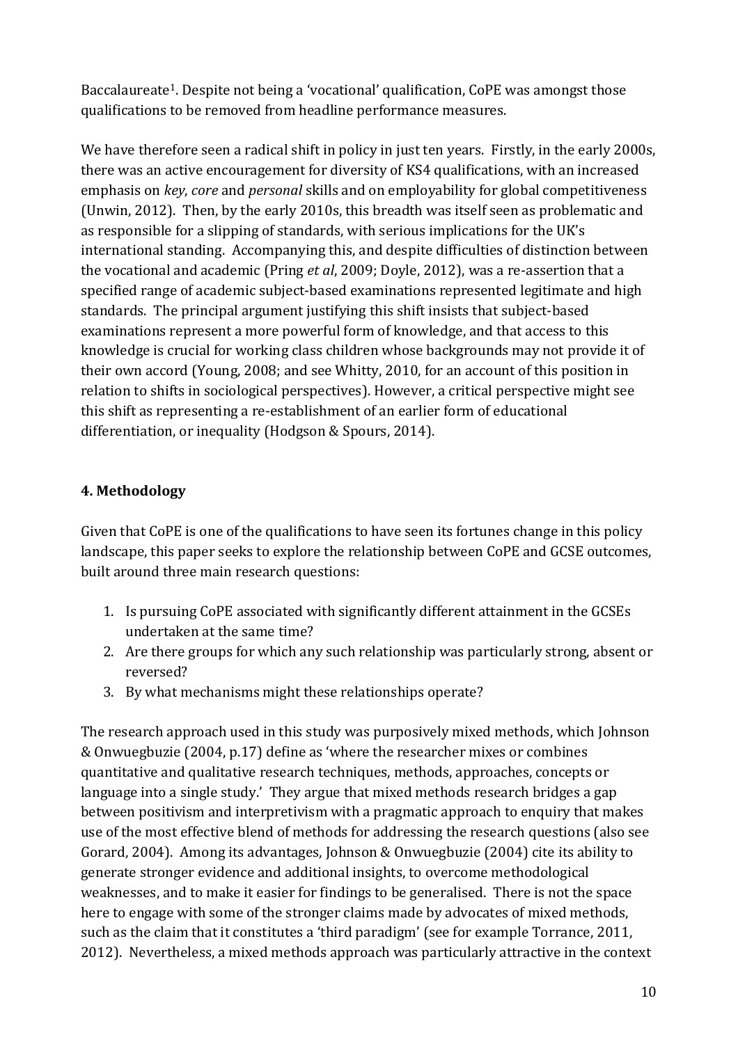Baccalaureate[1]. Despite not being a 'vocational' qualification, CoPE was amongst those qualifications to be removed from headline performance measures.

We have therefore seen a radical shift in policy in just ten years. Firstly, in the early 2000s, there was an active encouragement for diversity of KS4 qualifications, with an increased emphasis on *key*, *core* and *personal* skills and on employability for global competitiveness (Unwin, 2012). Then, by the early 2010s, this breadth was itself seen as problematic and as responsible for a slipping of standards, with serious implications for the UK's international standing. Accompanying this, and despite difficulties of distinction between the vocational and academic (Pring *et al*, 2009; Doyle, 2012), was a re-assertion that a specified range of academic subject-based examinations represented legitimate and high standards. The principal argument justifying this shift insists that subject-based examinations represent a more powerful form of knowledge, and that access to this knowledge is crucial for working class children whose backgrounds may not provide it of their own accord (Young, 2008; and see Whitty, 2010, for an account of this position in relation to shifts in sociological perspectives). However, a critical perspective might see this shift as representing a re-establishment of an earlier form of educational differentiation, or inequality (Hodgson & Spours, 2014).

## 4. Methodology

Given that CoPE is one of the qualifications to have seen its fortunes change in this policy landscape, this paper seeks to explore the relationship between CoPE and GCSE outcomes, built around three main research questions:

1. Is pursuing CoPE associated with significantly different attainment in the GCSEs undertaken at the same time?
2. Are there groups for which any such relationship was particularly strong, absent or reversed?
3. By what mechanisms might these relationships operate?

The research approach used in this study was purposively mixed methods, which Johnson & Onwuegbuzie (2004, p.17) define as 'where the researcher mixes or combines quantitative and qualitative research techniques, methods, approaches, concepts or language into a single study.' They argue that mixed methods research bridges a gap between positivism and interpretivism with a pragmatic approach to enquiry that makes use of the most effective blend of methods for addressing the research questions (also see Gorard, 2004). Among its advantages, Johnson & Onwuegbuzie (2004) cite its ability to generate stronger evidence and additional insights, to overcome methodological weaknesses, and to make it easier for findings to be generalised. There is not the space here to engage with some of the stronger claims made by advocates of mixed methods, such as the claim that it constitutes a 'third paradigm' (see for example Torrance, 2011, 2012). Nevertheless, a mixed methods approach was particularly attractive in the context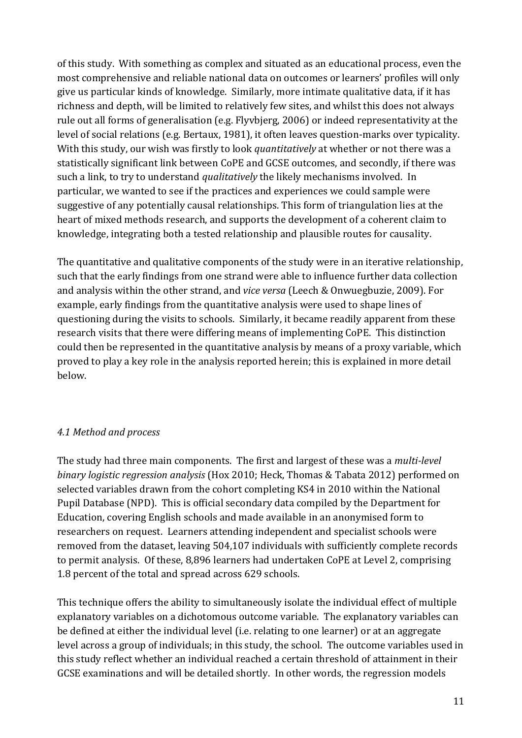of this study. With something as complex and situated as an educational process, even the most comprehensive and reliable national data on outcomes or learners' profiles will only give us particular kinds of knowledge. Similarly, more intimate qualitative data, if it has richness and depth, will be limited to relatively few sites, and whilst this does not always rule out all forms of generalisation (e.g. Flyvbjerg, 2006) or indeed representativity at the level of social relations (e.g. Bertaux, 1981), it often leaves question-marks over typicality. With this study, our wish was firstly to look *quantitatively* at whether or not there was a statistically significant link between CoPE and GCSE outcomes, and secondly, if there was such a link, to try to understand *qualitatively* the likely mechanisms involved. In particular, we wanted to see if the practices and experiences we could sample were suggestive of any potentially causal relationships. This form of triangulation lies at the heart of mixed methods research, and supports the development of a coherent claim to knowledge, integrating both a tested relationship and plausible routes for causality.

The quantitative and qualitative components of the study were in an iterative relationship, such that the early findings from one strand were able to influence further data collection and analysis within the other strand, and *vice versa* (Leech & Onwuegbuzie, 2009). For example, early findings from the quantitative analysis were used to shape lines of questioning during the visits to schools. Similarly, it became readily apparent from these research visits that there were differing means of implementing CoPE. This distinction could then be represented in the quantitative analysis by means of a proxy variable, which proved to play a key role in the analysis reported herein; this is explained in more detail below.

### *4.1 Method and process*

The study had three main components. The first and largest of these was a *multi-level binary logistic regression analysis* (Hox 2010; Heck, Thomas & Tabata 2012) performed on selected variables drawn from the cohort completing KS4 in 2010 within the National Pupil Database (NPD). This is official secondary data compiled by the Department for Education, covering English schools and made available in an anonymised form to researchers on request. Learners attending independent and specialist schools were removed from the dataset, leaving 504,107 individuals with sufficiently complete records to permit analysis. Of these, 8,896 learners had undertaken CoPE at Level 2, comprising 1.8 percent of the total and spread across 629 schools.

This technique offers the ability to simultaneously isolate the individual effect of multiple explanatory variables on a dichotomous outcome variable. The explanatory variables can be defined at either the individual level (i.e. relating to one learner) or at an aggregate level across a group of individuals; in this study, the school. The outcome variables used in this study reflect whether an individual reached a certain threshold of attainment in their GCSE examinations and will be detailed shortly. In other words, the regression models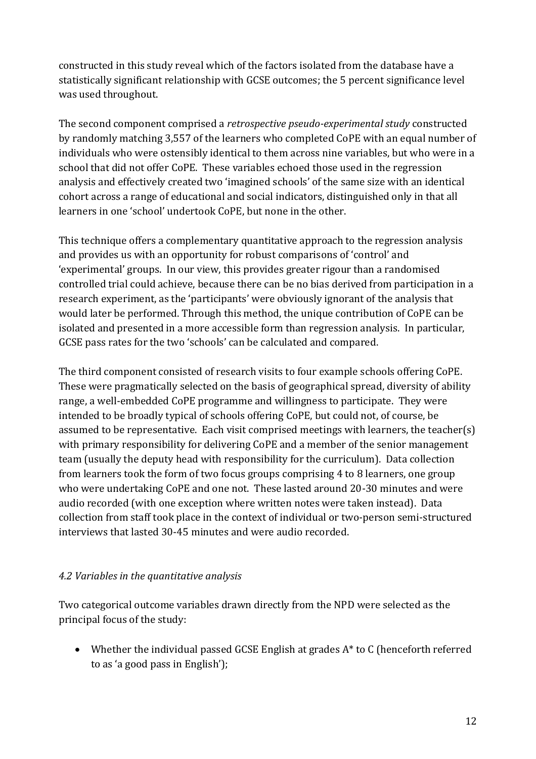constructed in this study reveal which of the factors isolated from the database have a statistically significant relationship with GCSE outcomes; the 5 percent significance level was used throughout.

The second component comprised a *retrospective pseudo-experimental study* constructed by randomly matching 3,557 of the learners who completed CoPE with an equal number of individuals who were ostensibly identical to them across nine variables, but who were in a school that did not offer CoPE. These variables echoed those used in the regression analysis and effectively created two 'imagined schools' of the same size with an identical cohort across a range of educational and social indicators, distinguished only in that all learners in one 'school' undertook CoPE, but none in the other.

This technique offers a complementary quantitative approach to the regression analysis and provides us with an opportunity for robust comparisons of 'control' and 'experimental' groups. In our view, this provides greater rigour than a randomised controlled trial could achieve, because there can be no bias derived from participation in a research experiment, as the 'participants' were obviously ignorant of the analysis that would later be performed. Through this method, the unique contribution of CoPE can be isolated and presented in a more accessible form than regression analysis. In particular, GCSE pass rates for the two 'schools' can be calculated and compared.

The third component consisted of research visits to four example schools offering CoPE. These were pragmatically selected on the basis of geographical spread, diversity of ability range, a well-embedded CoPE programme and willingness to participate. They were intended to be broadly typical of schools offering CoPE, but could not, of course, be assumed to be representative. Each visit comprised meetings with learners, the teacher(s) with primary responsibility for delivering CoPE and a member of the senior management team (usually the deputy head with responsibility for the curriculum). Data collection from learners took the form of two focus groups comprising 4 to 8 learners, one group who were undertaking CoPE and one not. These lasted around 20-30 minutes and were audio recorded (with one exception where written notes were taken instead). Data collection from staff took place in the context of individual or two-person semi-structured interviews that lasted 30-45 minutes and were audio recorded.

### *4.2 Variables in the quantitative analysis*

Two categorical outcome variables drawn directly from the NPD were selected as the principal focus of the study:

- Whether the individual passed GCSE English at grades A* to C (henceforth referred to as 'a good pass in English');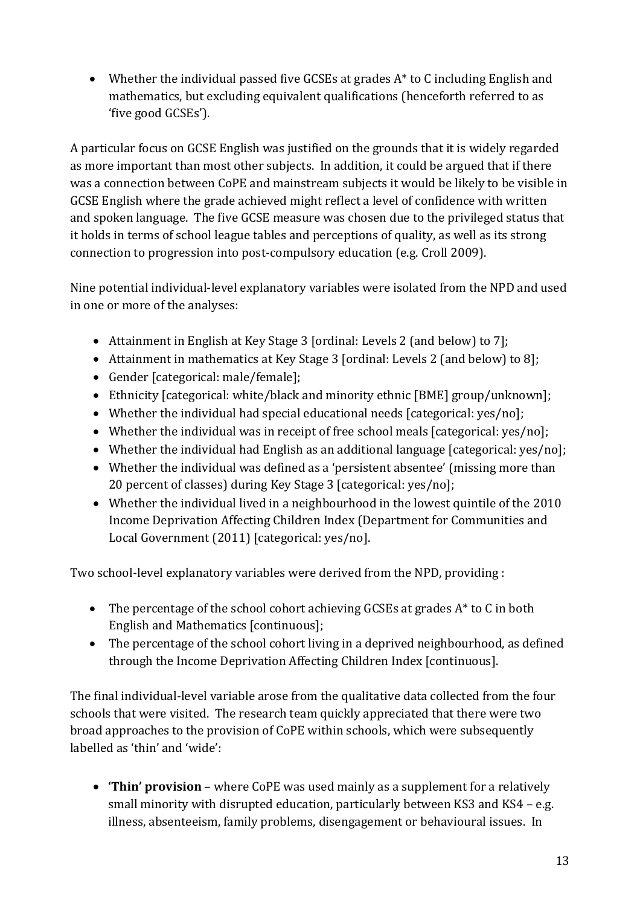- Whether the individual passed five GCSEs at grades A* to C including English and mathematics, but excluding equivalent qualifications (henceforth referred to as 'five good GCSEs').

A particular focus on GCSE English was justified on the grounds that it is widely regarded as more important than most other subjects. In addition, it could be argued that if there was a connection between CoPE and mainstream subjects it would be likely to be visible in GCSE English where the grade achieved might reflect a level of confidence with written and spoken language. The five GCSE measure was chosen due to the privileged status that it holds in terms of school league tables and perceptions of quality, as well as its strong connection to progression into post-compulsory education (e.g. Croll 2009).

Nine potential individual-level explanatory variables were isolated from the NPD and used in one or more of the analyses:

- Attainment in English at Key Stage 3 [ordinal: Levels 2 (and below) to 7];
- Attainment in mathematics at Key Stage 3 [ordinal: Levels 2 (and below) to 8];
- Gender [categorical: male/female];
- Ethnicity [categorical: white/black and minority ethnic [BME] group/unknown];
- Whether the individual had special educational needs [categorical: yes/no];
- Whether the individual was in receipt of free school meals [categorical: yes/no];
- Whether the individual had English as an additional language [categorical: yes/no];
- Whether the individual was defined as a 'persistent absentee' (missing more than 20 percent of classes) during Key Stage 3 [categorical: yes/no];
- Whether the individual lived in a neighbourhood in the lowest quintile of the 2010 Income Deprivation Affecting Children Index (Department for Communities and Local Government (2011) [categorical: yes/no].

Two school-level explanatory variables were derived from the NPD, providing :

- The percentage of the school cohort achieving GCSEs at grades A* to C in both English and Mathematics [continuous];
- The percentage of the school cohort living in a deprived neighbourhood, as defined through the Income Deprivation Affecting Children Index [continuous].

The final individual-level variable arose from the qualitative data collected from the four schools that were visited. The research team quickly appreciated that there were two broad approaches to the provision of CoPE within schools, which were subsequently labelled as 'thin' and 'wide':

- **'Thin' provision** – where CoPE was used mainly as a supplement for a relatively small minority with disrupted education, particularly between KS3 and KS4 – e.g. illness, absenteeism, family problems, disengagement or behavioural issues. In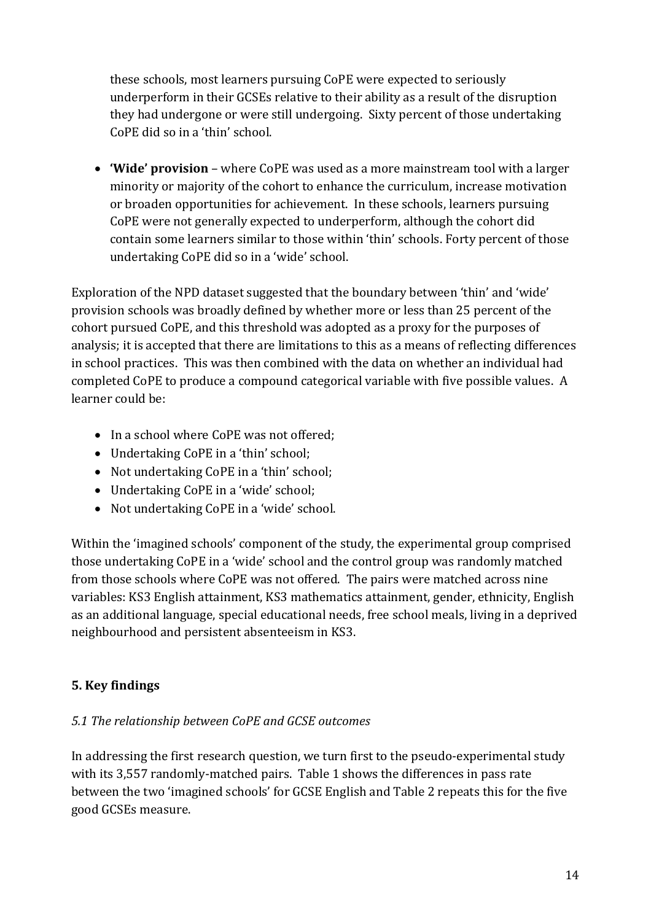these schools, most learners pursuing CoPE were expected to seriously underperform in their GCSEs relative to their ability as a result of the disruption they had undergone or were still undergoing. Sixty percent of those undertaking CoPE did so in a 'thin' school.

- **'Wide' provision** – where CoPE was used as a more mainstream tool with a larger minority or majority of the cohort to enhance the curriculum, increase motivation or broaden opportunities for achievement. In these schools, learners pursuing CoPE were not generally expected to underperform, although the cohort did contain some learners similar to those within 'thin' schools. Forty percent of those undertaking CoPE did so in a 'wide' school.

Exploration of the NPD dataset suggested that the boundary between 'thin' and 'wide' provision schools was broadly defined by whether more or less than 25 percent of the cohort pursued CoPE, and this threshold was adopted as a proxy for the purposes of analysis; it is accepted that there are limitations to this as a means of reflecting differences in school practices. This was then combined with the data on whether an individual had completed CoPE to produce a compound categorical variable with five possible values. A learner could be:

- In a school where CoPE was not offered;
- Undertaking CoPE in a 'thin' school;
- Not undertaking CoPE in a 'thin' school;
- Undertaking CoPE in a 'wide' school;
- Not undertaking CoPE in a 'wide' school.

Within the 'imagined schools' component of the study, the experimental group comprised those undertaking CoPE in a 'wide' school and the control group was randomly matched from those schools where CoPE was not offered. The pairs were matched across nine variables: KS3 English attainment, KS3 mathematics attainment, gender, ethnicity, English as an additional language, special educational needs, free school meals, living in a deprived neighbourhood and persistent absenteeism in KS3.

## 5. Key findings

### *5.1 The relationship between CoPE and GCSE outcomes*

In addressing the first research question, we turn first to the pseudo-experimental study with its 3,557 randomly-matched pairs. Table 1 shows the differences in pass rate between the two 'imagined schools' for GCSE English and Table 2 repeats this for the five good GCSEs measure.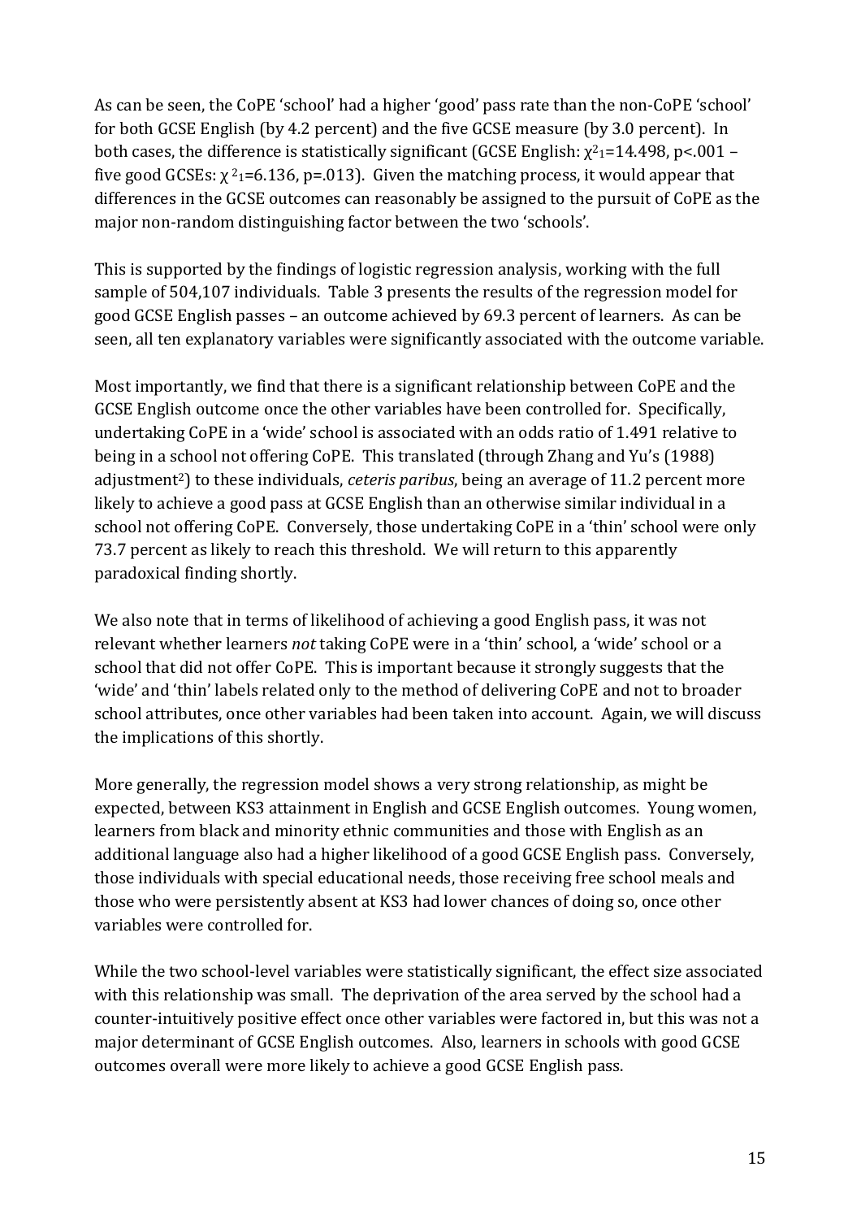As can be seen, the CoPE 'school' had a higher 'good' pass rate than the non-CoPE 'school' for both GCSE English (by 4.2 percent) and the five GCSE measure (by 3.0 percent). In both cases, the difference is statistically significant (GCSE English: $\chi^2_1=14.498$, $p<.001$ – five good GCSEs: $\chi^2_1=6.136$, $p=.013$). Given the matching process, it would appear that differences in the GCSE outcomes can reasonably be assigned to the pursuit of CoPE as the major non-random distinguishing factor between the two 'schools'.

This is supported by the findings of logistic regression analysis, working with the full sample of 504,107 individuals. Table 3 presents the results of the regression model for good GCSE English passes – an outcome achieved by 69.3 percent of learners. As can be seen, all ten explanatory variables were significantly associated with the outcome variable.

Most importantly, we find that there is a significant relationship between CoPE and the GCSE English outcome once the other variables have been controlled for. Specifically, undertaking CoPE in a 'wide' school is associated with an odds ratio of 1.491 relative to being in a school not offering CoPE. This translated (through Zhang and Yu's (1988) adjustment[2]) to these individuals, *ceteris paribus*, being an average of 11.2 percent more likely to achieve a good pass at GCSE English than an otherwise similar individual in a school not offering CoPE. Conversely, those undertaking CoPE in a 'thin' school were only 73.7 percent as likely to reach this threshold. We will return to this apparently paradoxical finding shortly.

We also note that in terms of likelihood of achieving a good English pass, it was not relevant whether learners *not* taking CoPE were in a 'thin' school, a 'wide' school or a school that did not offer CoPE. This is important because it strongly suggests that the 'wide' and 'thin' labels related only to the method of delivering CoPE and not to broader school attributes, once other variables had been taken into account. Again, we will discuss the implications of this shortly.

More generally, the regression model shows a very strong relationship, as might be expected, between KS3 attainment in English and GCSE English outcomes. Young women, learners from black and minority ethnic communities and those with English as an additional language also had a higher likelihood of a good GCSE English pass. Conversely, those individuals with special educational needs, those receiving free school meals and those who were persistently absent at KS3 had lower chances of doing so, once other variables were controlled for.

While the two school-level variables were statistically significant, the effect size associated with this relationship was small. The deprivation of the area served by the school had a counter-intuitively positive effect once other variables were factored in, but this was not a major determinant of GCSE English outcomes. Also, learners in schools with good GCSE outcomes overall were more likely to achieve a good GCSE English pass.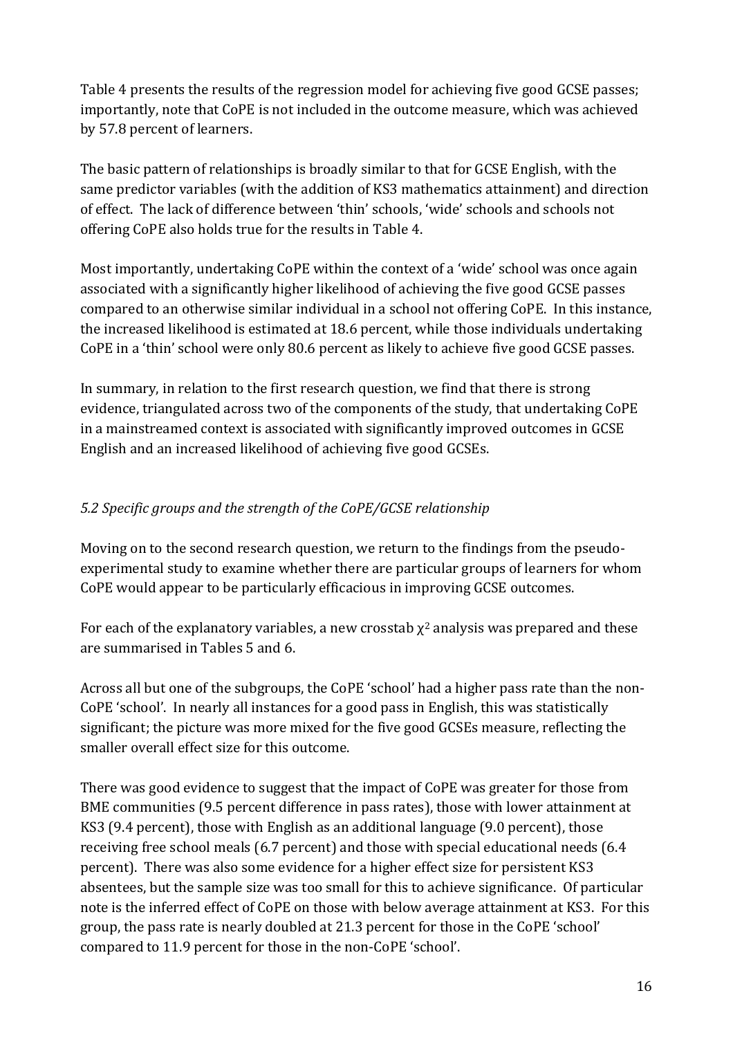Table 4 presents the results of the regression model for achieving five good GCSE passes; importantly, note that CoPE is not included in the outcome measure, which was achieved by 57.8 percent of learners.

The basic pattern of relationships is broadly similar to that for GCSE English, with the same predictor variables (with the addition of KS3 mathematics attainment) and direction of effect. The lack of difference between 'thin' schools, 'wide' schools and schools not offering CoPE also holds true for the results in Table 4.

Most importantly, undertaking CoPE within the context of a 'wide' school was once again associated with a significantly higher likelihood of achieving the five good GCSE passes compared to an otherwise similar individual in a school not offering CoPE. In this instance, the increased likelihood is estimated at 18.6 percent, while those individuals undertaking CoPE in a 'thin' school were only 80.6 percent as likely to achieve five good GCSE passes.

In summary, in relation to the first research question, we find that there is strong evidence, triangulated across two of the components of the study, that undertaking CoPE in a mainstreamed context is associated with significantly improved outcomes in GCSE English and an increased likelihood of achieving five good GCSEs.

### *5.2 Specific groups and the strength of the CoPE/GCSE relationship*

Moving on to the second research question, we return to the findings from the pseudo-experimental study to examine whether there are particular groups of learners for whom CoPE would appear to be particularly efficacious in improving GCSE outcomes.

For each of the explanatory variables, a new crosstab $\chi^2$ analysis was prepared and these are summarised in Tables 5 and 6.

Across all but one of the subgroups, the CoPE 'school' had a higher pass rate than the non-CoPE 'school'. In nearly all instances for a good pass in English, this was statistically significant; the picture was more mixed for the five good GCSEs measure, reflecting the smaller overall effect size for this outcome.

There was good evidence to suggest that the impact of CoPE was greater for those from BME communities (9.5 percent difference in pass rates), those with lower attainment at KS3 (9.4 percent), those with English as an additional language (9.0 percent), those receiving free school meals (6.7 percent) and those with special educational needs (6.4 percent). There was also some evidence for a higher effect size for persistent KS3 absentees, but the sample size was too small for this to achieve significance. Of particular note is the inferred effect of CoPE on those with below average attainment at KS3. For this group, the pass rate is nearly doubled at 21.3 percent for those in the CoPE 'school' compared to 11.9 percent for those in the non-CoPE 'school'.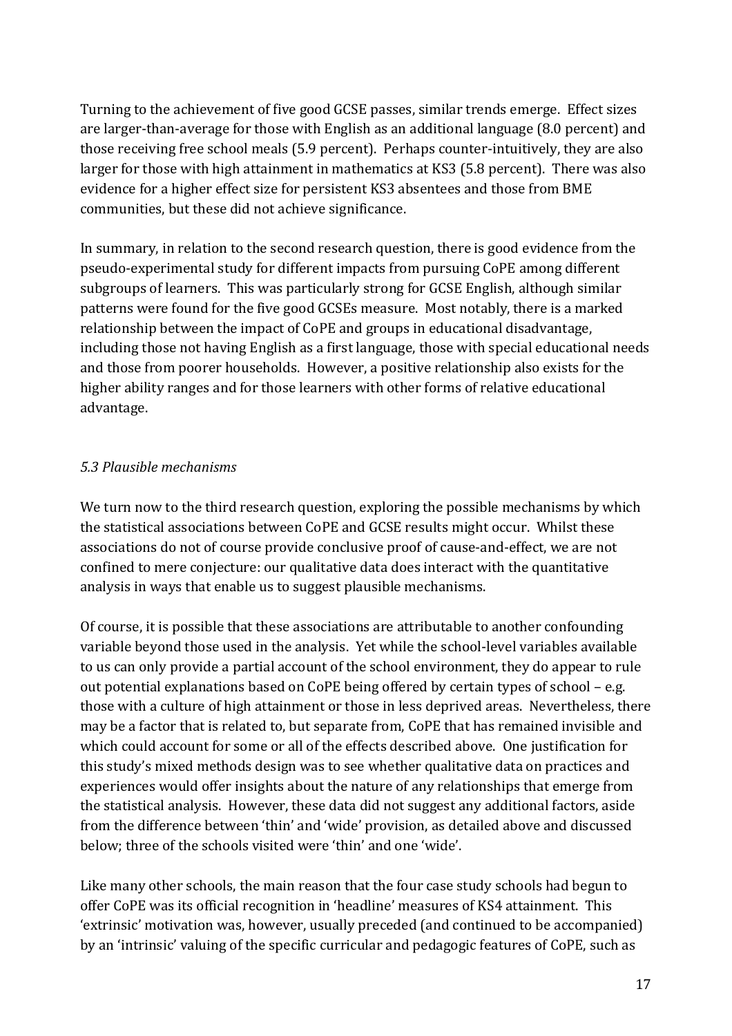Turning to the achievement of five good GCSE passes, similar trends emerge. Effect sizes are larger-than-average for those with English as an additional language (8.0 percent) and those receiving free school meals (5.9 percent). Perhaps counter-intuitively, they are also larger for those with high attainment in mathematics at KS3 (5.8 percent). There was also evidence for a higher effect size for persistent KS3 absentees and those from BME communities, but these did not achieve significance.

In summary, in relation to the second research question, there is good evidence from the pseudo-experimental study for different impacts from pursuing CoPE among different subgroups of learners. This was particularly strong for GCSE English, although similar patterns were found for the five good GCSEs measure. Most notably, there is a marked relationship between the impact of CoPE and groups in educational disadvantage, including those not having English as a first language, those with special educational needs and those from poorer households. However, a positive relationship also exists for the higher ability ranges and for those learners with other forms of relative educational advantage.

### *5.3 Plausible mechanisms*

We turn now to the third research question, exploring the possible mechanisms by which the statistical associations between CoPE and GCSE results might occur. Whilst these associations do not of course provide conclusive proof of cause-and-effect, we are not confined to mere conjecture: our qualitative data does interact with the quantitative analysis in ways that enable us to suggest plausible mechanisms.

Of course, it is possible that these associations are attributable to another confounding variable beyond those used in the analysis. Yet while the school-level variables available to us can only provide a partial account of the school environment, they do appear to rule out potential explanations based on CoPE being offered by certain types of school – e.g. those with a culture of high attainment or those in less deprived areas. Nevertheless, there may be a factor that is related to, but separate from, CoPE that has remained invisible and which could account for some or all of the effects described above. One justification for this study's mixed methods design was to see whether qualitative data on practices and experiences would offer insights about the nature of any relationships that emerge from the statistical analysis. However, these data did not suggest any additional factors, aside from the difference between 'thin' and 'wide' provision, as detailed above and discussed below; three of the schools visited were 'thin' and one 'wide'.

Like many other schools, the main reason that the four case study schools had begun to offer CoPE was its official recognition in 'headline' measures of KS4 attainment. This 'extrinsic' motivation was, however, usually preceded (and continued to be accompanied) by an 'intrinsic' valuing of the specific curricular and pedagogic features of CoPE, such as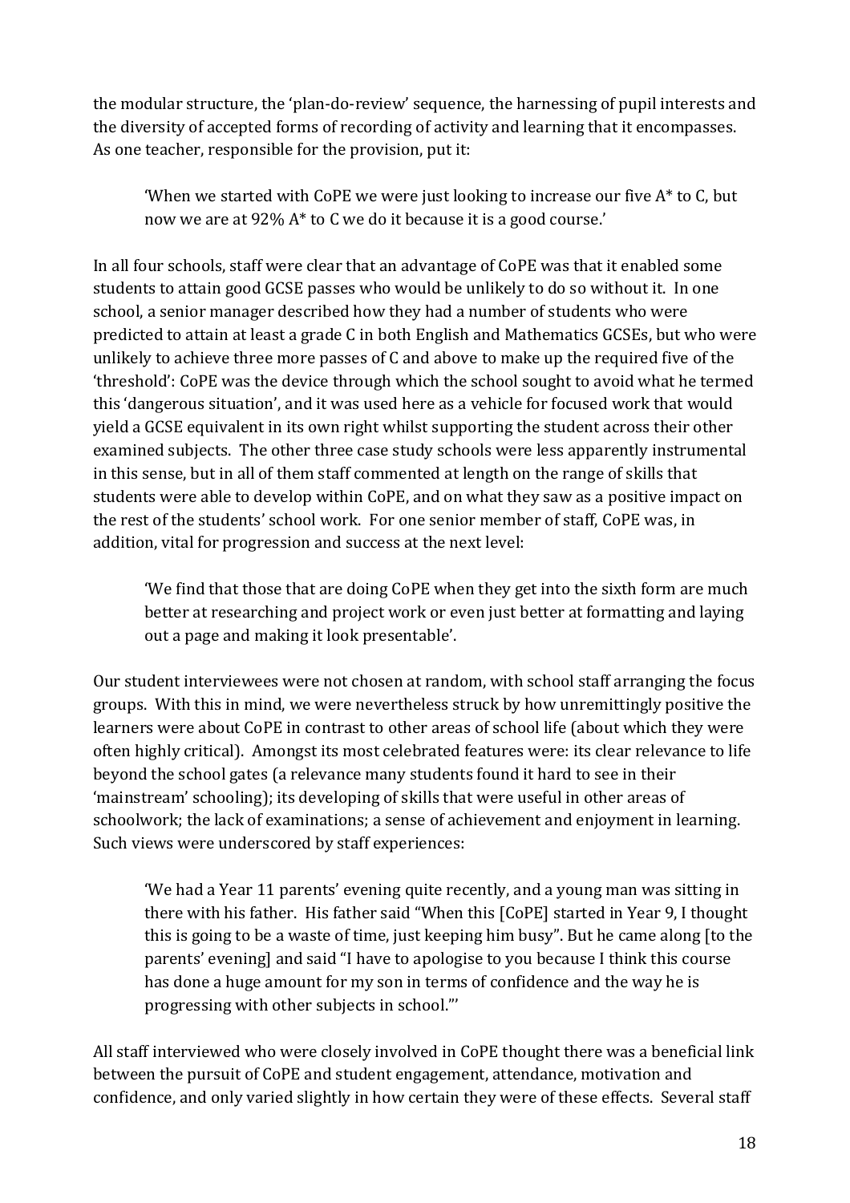the modular structure, the 'plan-do-review' sequence, the harnessing of pupil interests and the diversity of accepted forms of recording of activity and learning that it encompasses. As one teacher, responsible for the provision, put it:

> 'When we started with CoPE we were just looking to increase our five A* to C, but now we are at 92% A* to C we do it because it is a good course.'

In all four schools, staff were clear that an advantage of CoPE was that it enabled some students to attain good GCSE passes who would be unlikely to do so without it. In one school, a senior manager described how they had a number of students who were predicted to attain at least a grade C in both English and Mathematics GCSEs, but who were unlikely to achieve three more passes of C and above to make up the required five of the 'threshold': CoPE was the device through which the school sought to avoid what he termed this 'dangerous situation', and it was used here as a vehicle for focused work that would yield a GCSE equivalent in its own right whilst supporting the student across their other examined subjects. The other three case study schools were less apparently instrumental in this sense, but in all of them staff commented at length on the range of skills that students were able to develop within CoPE, and on what they saw as a positive impact on the rest of the students' school work. For one senior member of staff, CoPE was, in addition, vital for progression and success at the next level:

> 'We find that those that are doing CoPE when they get into the sixth form are much better at researching and project work or even just better at formatting and laying out a page and making it look presentable'.

Our student interviewees were not chosen at random, with school staff arranging the focus groups. With this in mind, we were nevertheless struck by how unremittingly positive the learners were about CoPE in contrast to other areas of school life (about which they were often highly critical). Amongst its most celebrated features were: its clear relevance to life beyond the school gates (a relevance many students found it hard to see in their 'mainstream' schooling); its developing of skills that were useful in other areas of schoolwork; the lack of examinations; a sense of achievement and enjoyment in learning. Such views were underscored by staff experiences:

> 'We had a Year 11 parents' evening quite recently, and a young man was sitting in there with his father. His father said "When this [CoPE] started in Year 9, I thought this is going to be a waste of time, just keeping him busy". But he came along [to the parents' evening] and said "I have to apologise to you because I think this course has done a huge amount for my son in terms of confidence and the way he is progressing with other subjects in school."'

All staff interviewed who were closely involved in CoPE thought there was a beneficial link between the pursuit of CoPE and student engagement, attendance, motivation and confidence, and only varied slightly in how certain they were of these effects. Several staff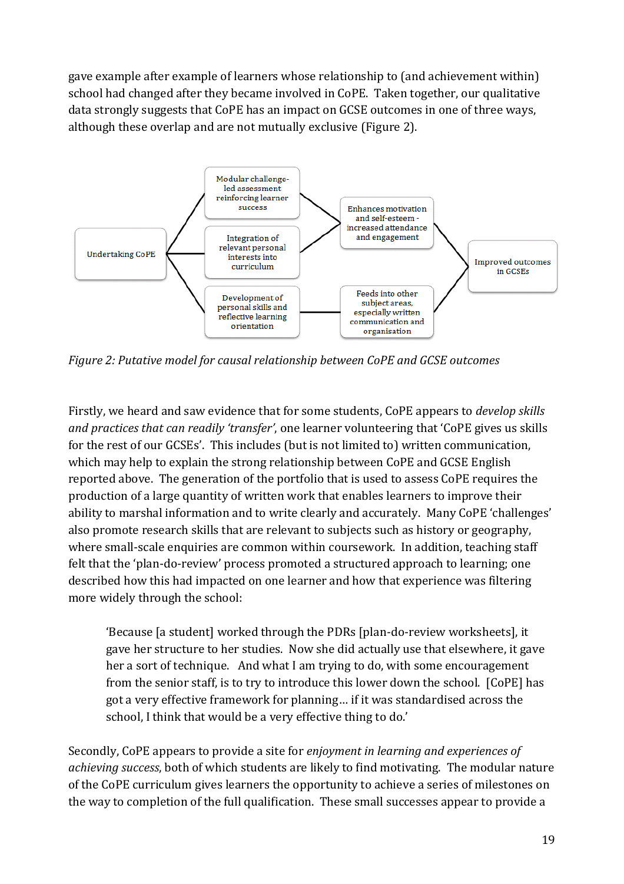gave example after example of learners whose relationship to (and achievement within) school had changed after they became involved in CoPE. Taken together, our qualitative data strongly suggests that CoPE has an impact on GCSE outcomes in one of three ways, although these overlap and are not mutually exclusive (Figure 2).

Undertaking CoPE

Modular challenge-led assessment reinforcing learner success

Integration of relevant personal interests into curriculum

Development of personal skills and reflective learning orientation

Enhances motivation and self-esteem - increased attendance and engagement

Feeds into other subject areas, especially written communication and organisation

Improved outcomes in GCSEs

*Figure 2: Putative model for causal relationship between CoPE and GCSE outcomes*

Firstly, we heard and saw evidence that for some students, CoPE appears to *develop skills and practices that can readily 'transfer'*, one learner volunteering that 'CoPE gives us skills for the rest of our GCSEs'. This includes (but is not limited to) written communication, which may help to explain the strong relationship between CoPE and GCSE English reported above. The generation of the portfolio that is used to assess CoPE requires the production of a large quantity of written work that enables learners to improve their ability to marshal information and to write clearly and accurately. Many CoPE 'challenges' also promote research skills that are relevant to subjects such as history or geography, where small-scale enquiries are common within coursework. In addition, teaching staff felt that the 'plan-do-review' process promoted a structured approach to learning; one described how this had impacted on one learner and how that experience was filtering more widely through the school:

> 'Because [a student] worked through the PDRs [plan-do-review worksheets], it gave her structure to her studies. Now she did actually use that elsewhere, it gave her a sort of technique. And what I am trying to do, with some encouragement from the senior staff, is to try to introduce this lower down the school. [CoPE] has got a very effective framework for planning… if it was standardised across the school, I think that would be a very effective thing to do.'

Secondly, CoPE appears to provide a site for *enjoyment in learning and experiences of achieving success*, both of which students are likely to find motivating. The modular nature of the CoPE curriculum gives learners the opportunity to achieve a series of milestones on the way to completion of the full qualification. These small successes appear to provide a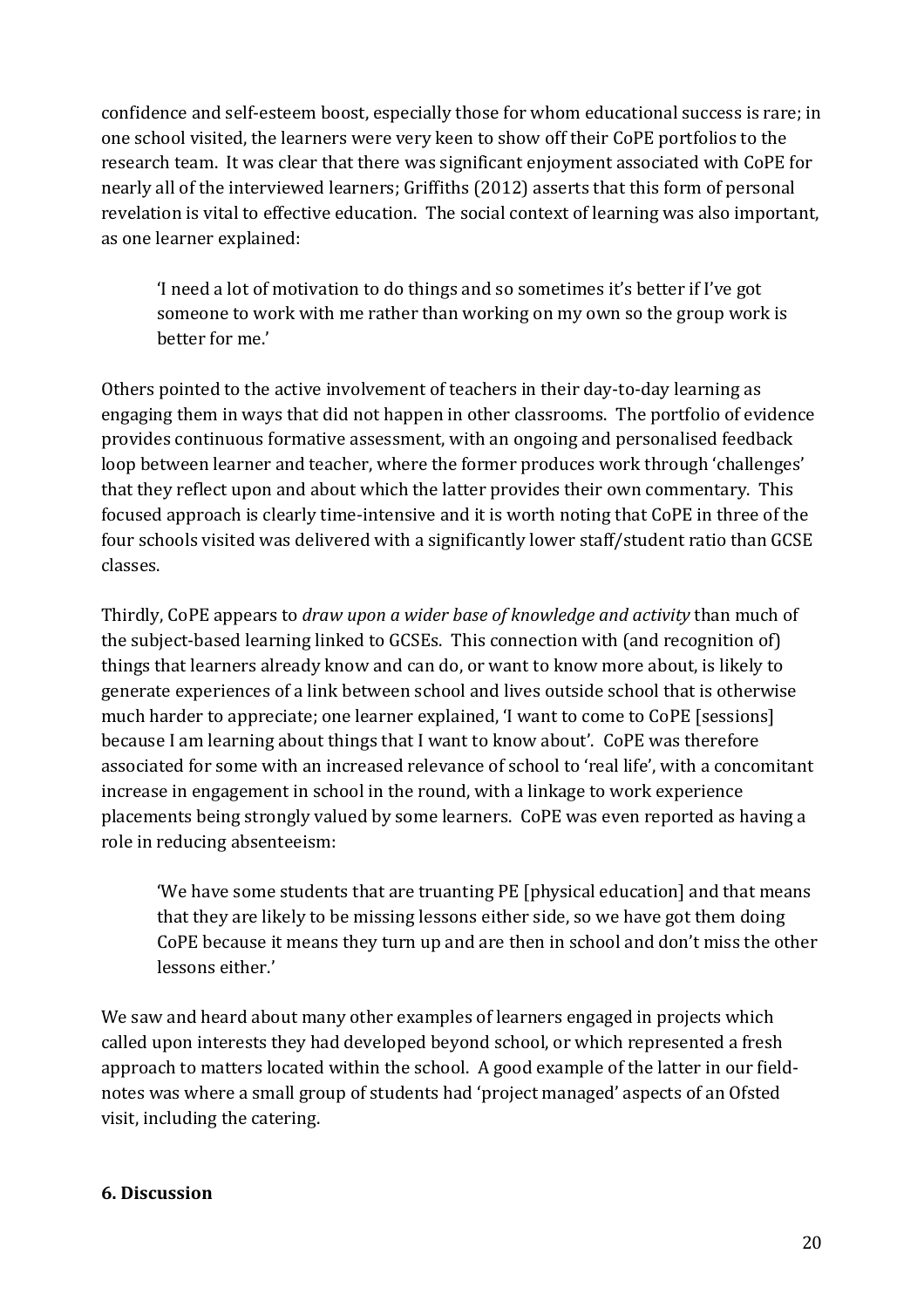confidence and self-esteem boost, especially those for whom educational success is rare; in one school visited, the learners were very keen to show off their CoPE portfolios to the research team. It was clear that there was significant enjoyment associated with CoPE for nearly all of the interviewed learners; Griffiths (2012) asserts that this form of personal revelation is vital to effective education. The social context of learning was also important, as one learner explained:

> 'I need a lot of motivation to do things and so sometimes it's better if I've got someone to work with me rather than working on my own so the group work is better for me.'

Others pointed to the active involvement of teachers in their day-to-day learning as engaging them in ways that did not happen in other classrooms. The portfolio of evidence provides continuous formative assessment, with an ongoing and personalised feedback loop between learner and teacher, where the former produces work through 'challenges' that they reflect upon and about which the latter provides their own commentary. This focused approach is clearly time-intensive and it is worth noting that CoPE in three of the four schools visited was delivered with a significantly lower staff/student ratio than GCSE classes.

Thirdly, CoPE appears to *draw upon a wider base of knowledge and activity* than much of the subject-based learning linked to GCSEs. This connection with (and recognition of) things that learners already know and can do, or want to know more about, is likely to generate experiences of a link between school and lives outside school that is otherwise much harder to appreciate; one learner explained, 'I want to come to CoPE [sessions] because I am learning about things that I want to know about'. CoPE was therefore associated for some with an increased relevance of school to 'real life', with a concomitant increase in engagement in school in the round, with a linkage to work experience placements being strongly valued by some learners. CoPE was even reported as having a role in reducing absenteeism:

> 'We have some students that are truanting PE [physical education] and that means that they are likely to be missing lessons either side, so we have got them doing CoPE because it means they turn up and are then in school and don't miss the other lessons either.'

We saw and heard about many other examples of learners engaged in projects which called upon interests they had developed beyond school, or which represented a fresh approach to matters located within the school. A good example of the latter in our field-notes was where a small group of students had 'project managed' aspects of an Ofsted visit, including the catering.

## 6. Discussion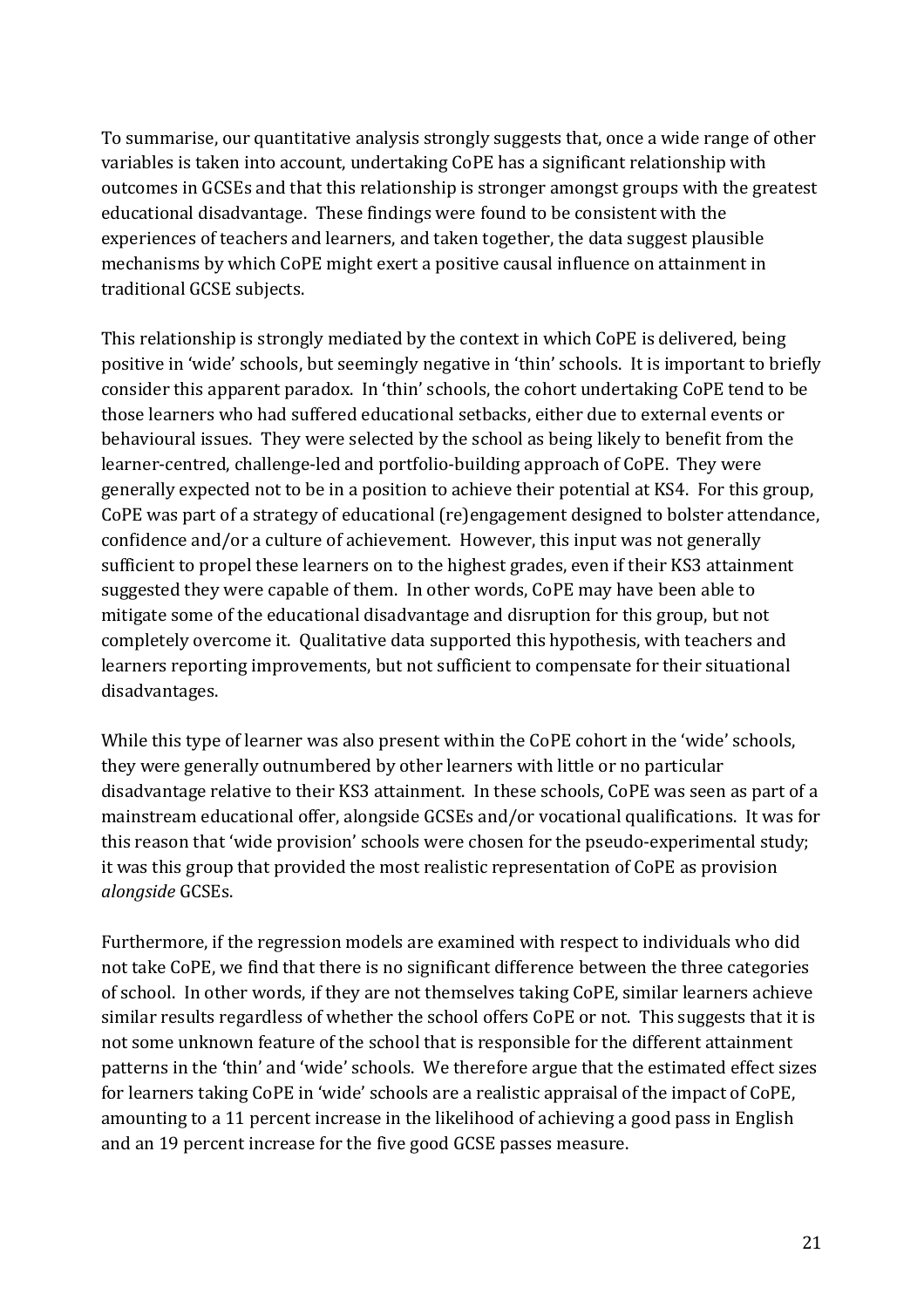To summarise, our quantitative analysis strongly suggests that, once a wide range of other variables is taken into account, undertaking CoPE has a significant relationship with outcomes in GCSEs and that this relationship is stronger amongst groups with the greatest educational disadvantage. These findings were found to be consistent with the experiences of teachers and learners, and taken together, the data suggest plausible mechanisms by which CoPE might exert a positive causal influence on attainment in traditional GCSE subjects.

This relationship is strongly mediated by the context in which CoPE is delivered, being positive in 'wide' schools, but seemingly negative in 'thin' schools. It is important to briefly consider this apparent paradox. In 'thin' schools, the cohort undertaking CoPE tend to be those learners who had suffered educational setbacks, either due to external events or behavioural issues. They were selected by the school as being likely to benefit from the learner-centred, challenge-led and portfolio-building approach of CoPE. They were generally expected not to be in a position to achieve their potential at KS4. For this group, CoPE was part of a strategy of educational (re)engagement designed to bolster attendance, confidence and/or a culture of achievement. However, this input was not generally sufficient to propel these learners on to the highest grades, even if their KS3 attainment suggested they were capable of them. In other words, CoPE may have been able to mitigate some of the educational disadvantage and disruption for this group, but not completely overcome it. Qualitative data supported this hypothesis, with teachers and learners reporting improvements, but not sufficient to compensate for their situational disadvantages.

While this type of learner was also present within the CoPE cohort in the 'wide' schools, they were generally outnumbered by other learners with little or no particular disadvantage relative to their KS3 attainment. In these schools, CoPE was seen as part of a mainstream educational offer, alongside GCSEs and/or vocational qualifications. It was for this reason that 'wide provision' schools were chosen for the pseudo-experimental study; it was this group that provided the most realistic representation of CoPE as provision *alongside* GCSEs.

Furthermore, if the regression models are examined with respect to individuals who did not take CoPE, we find that there is no significant difference between the three categories of school. In other words, if they are not themselves taking CoPE, similar learners achieve similar results regardless of whether the school offers CoPE or not. This suggests that it is not some unknown feature of the school that is responsible for the different attainment patterns in the 'thin' and 'wide' schools. We therefore argue that the estimated effect sizes for learners taking CoPE in 'wide' schools are a realistic appraisal of the impact of CoPE, amounting to a 11 percent increase in the likelihood of achieving a good pass in English and an 19 percent increase for the five good GCSE passes measure.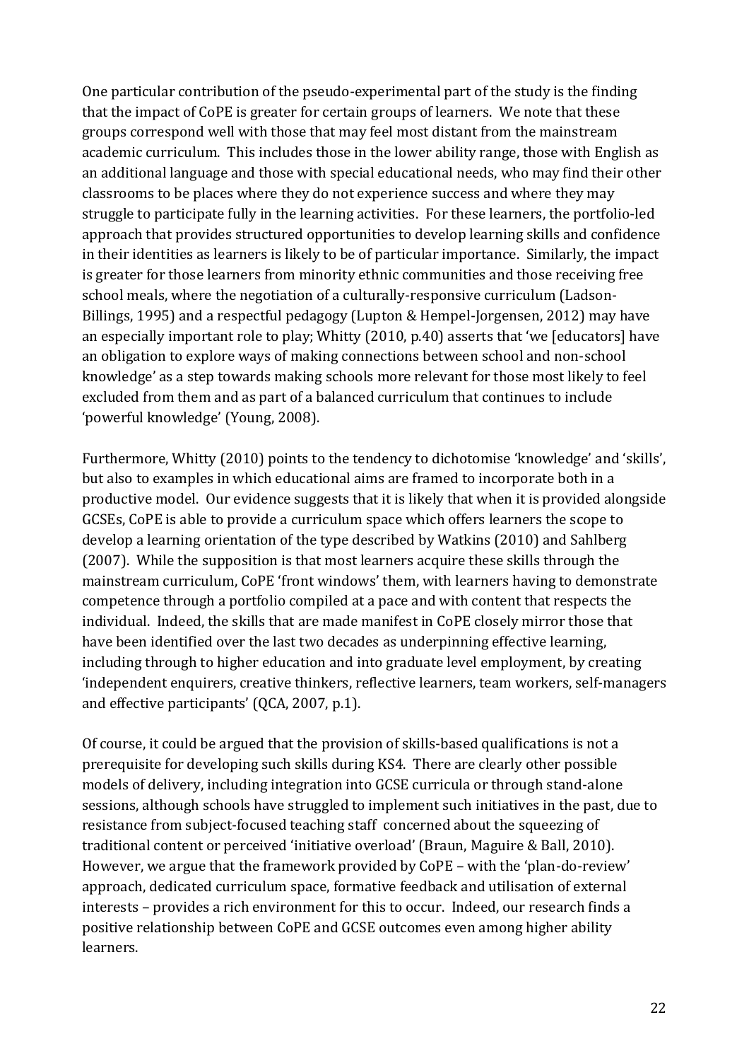One particular contribution of the pseudo-experimental part of the study is the finding that the impact of CoPE is greater for certain groups of learners. We note that these groups correspond well with those that may feel most distant from the mainstream academic curriculum. This includes those in the lower ability range, those with English as an additional language and those with special educational needs, who may find their other classrooms to be places where they do not experience success and where they may struggle to participate fully in the learning activities. For these learners, the portfolio-led approach that provides structured opportunities to develop learning skills and confidence in their identities as learners is likely to be of particular importance. Similarly, the impact is greater for those learners from minority ethnic communities and those receiving free school meals, where the negotiation of a culturally-responsive curriculum (Ladson-Billings, 1995) and a respectful pedagogy (Lupton & Hempel-Jorgensen, 2012) may have an especially important role to play; Whitty (2010, p.40) asserts that 'we [educators] have an obligation to explore ways of making connections between school and non-school knowledge' as a step towards making schools more relevant for those most likely to feel excluded from them and as part of a balanced curriculum that continues to include 'powerful knowledge' (Young, 2008).

Furthermore, Whitty (2010) points to the tendency to dichotomise 'knowledge' and 'skills', but also to examples in which educational aims are framed to incorporate both in a productive model. Our evidence suggests that it is likely that when it is provided alongside GCSEs, CoPE is able to provide a curriculum space which offers learners the scope to develop a learning orientation of the type described by Watkins (2010) and Sahlberg (2007). While the supposition is that most learners acquire these skills through the mainstream curriculum, CoPE 'front windows' them, with learners having to demonstrate competence through a portfolio compiled at a pace and with content that respects the individual. Indeed, the skills that are made manifest in CoPE closely mirror those that have been identified over the last two decades as underpinning effective learning, including through to higher education and into graduate level employment, by creating 'independent enquirers, creative thinkers, reflective learners, team workers, self-managers and effective participants' (QCA, 2007, p.1).

Of course, it could be argued that the provision of skills-based qualifications is not a prerequisite for developing such skills during KS4. There are clearly other possible models of delivery, including integration into GCSE curricula or through stand-alone sessions, although schools have struggled to implement such initiatives in the past, due to resistance from subject-focused teaching staff concerned about the squeezing of traditional content or perceived 'initiative overload' (Braun, Maguire & Ball, 2010). However, we argue that the framework provided by CoPE – with the 'plan-do-review' approach, dedicated curriculum space, formative feedback and utilisation of external interests – provides a rich environment for this to occur. Indeed, our research finds a positive relationship between CoPE and GCSE outcomes even among higher ability learners.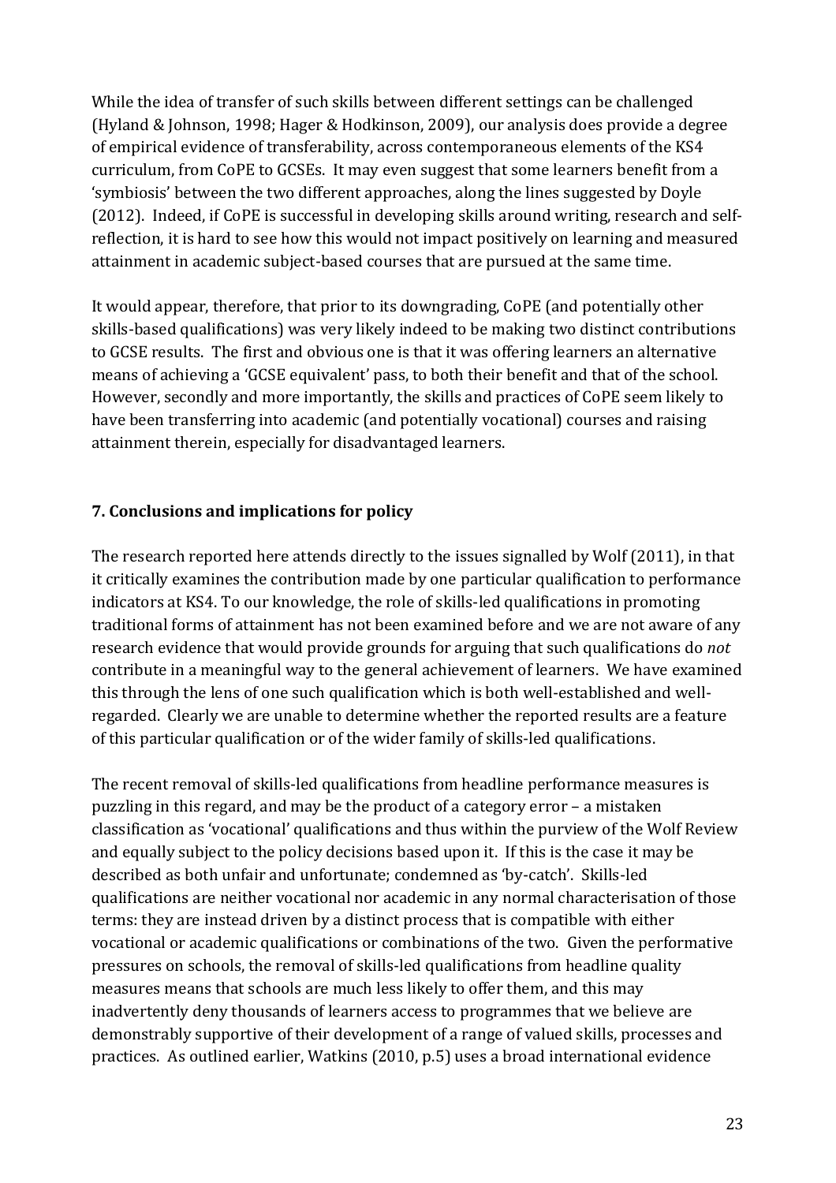While the idea of transfer of such skills between different settings can be challenged (Hyland & Johnson, 1998; Hager & Hodkinson, 2009), our analysis does provide a degree of empirical evidence of transferability, across contemporaneous elements of the KS4 curriculum, from CoPE to GCSEs. It may even suggest that some learners benefit from a 'symbiosis' between the two different approaches, along the lines suggested by Doyle (2012). Indeed, if CoPE is successful in developing skills around writing, research and self-reflection, it is hard to see how this would not impact positively on learning and measured attainment in academic subject-based courses that are pursued at the same time.

It would appear, therefore, that prior to its downgrading, CoPE (and potentially other skills-based qualifications) was very likely indeed to be making two distinct contributions to GCSE results. The first and obvious one is that it was offering learners an alternative means of achieving a 'GCSE equivalent' pass, to both their benefit and that of the school. However, secondly and more importantly, the skills and practices of CoPE seem likely to have been transferring into academic (and potentially vocational) courses and raising attainment therein, especially for disadvantaged learners.

## 7. Conclusions and implications for policy

The research reported here attends directly to the issues signalled by Wolf (2011), in that it critically examines the contribution made by one particular qualification to performance indicators at KS4. To our knowledge, the role of skills-led qualifications in promoting traditional forms of attainment has not been examined before and we are not aware of any research evidence that would provide grounds for arguing that such qualifications do *not* contribute in a meaningful way to the general achievement of learners. We have examined this through the lens of one such qualification which is both well-established and well-regarded. Clearly we are unable to determine whether the reported results are a feature of this particular qualification or of the wider family of skills-led qualifications.

The recent removal of skills-led qualifications from headline performance measures is puzzling in this regard, and may be the product of a category error – a mistaken classification as 'vocational' qualifications and thus within the purview of the Wolf Review and equally subject to the policy decisions based upon it. If this is the case it may be described as both unfair and unfortunate; condemned as 'by-catch'. Skills-led qualifications are neither vocational nor academic in any normal characterisation of those terms: they are instead driven by a distinct process that is compatible with either vocational or academic qualifications or combinations of the two. Given the performative pressures on schools, the removal of skills-led qualifications from headline quality measures means that schools are much less likely to offer them, and this may inadvertently deny thousands of learners access to programmes that we believe are demonstrably supportive of their development of a range of valued skills, processes and practices. As outlined earlier, Watkins (2010, p.5) uses a broad international evidence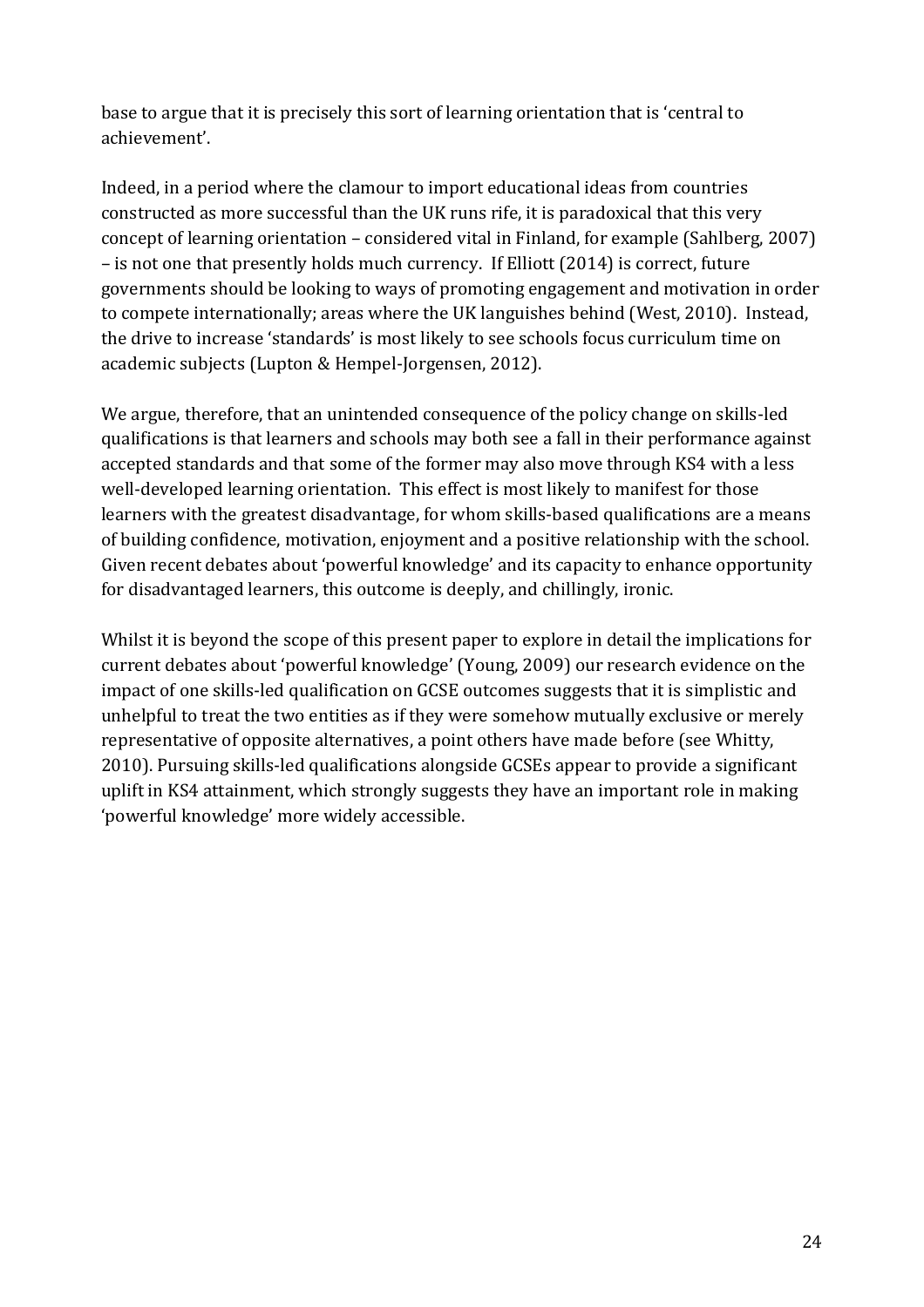base to argue that it is precisely this sort of learning orientation that is 'central to achievement'.

Indeed, in a period where the clamour to import educational ideas from countries constructed as more successful than the UK runs rife, it is paradoxical that this very concept of learning orientation – considered vital in Finland, for example (Sahlberg, 2007) – is not one that presently holds much currency. If Elliott (2014) is correct, future governments should be looking to ways of promoting engagement and motivation in order to compete internationally; areas where the UK languishes behind (West, 2010). Instead, the drive to increase 'standards' is most likely to see schools focus curriculum time on academic subjects (Lupton & Hempel-Jorgensen, 2012).

We argue, therefore, that an unintended consequence of the policy change on skills-led qualifications is that learners and schools may both see a fall in their performance against accepted standards and that some of the former may also move through KS4 with a less well-developed learning orientation. This effect is most likely to manifest for those learners with the greatest disadvantage, for whom skills-based qualifications are a means of building confidence, motivation, enjoyment and a positive relationship with the school. Given recent debates about 'powerful knowledge' and its capacity to enhance opportunity for disadvantaged learners, this outcome is deeply, and chillingly, ironic.

Whilst it is beyond the scope of this present paper to explore in detail the implications for current debates about 'powerful knowledge' (Young, 2009) our research evidence on the impact of one skills-led qualification on GCSE outcomes suggests that it is simplistic and unhelpful to treat the two entities as if they were somehow mutually exclusive or merely representative of opposite alternatives, a point others have made before (see Whitty, 2010). Pursuing skills-led qualifications alongside GCSEs appear to provide a significant uplift in KS4 attainment, which strongly suggests they have an important role in making 'powerful knowledge' more widely accessible.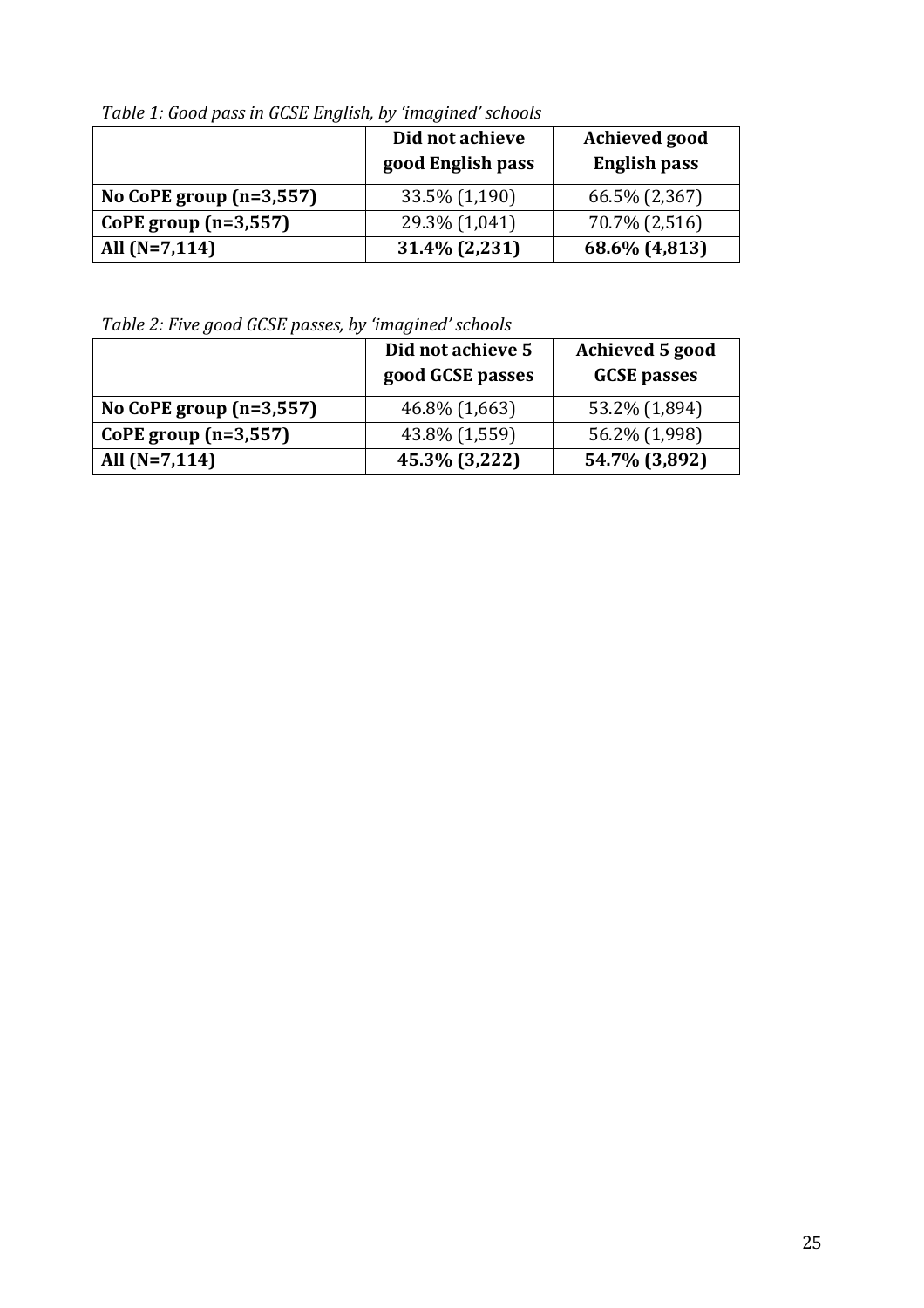*Table 1: Good pass in GCSE English, by 'imagined' schools*

| | Did not achieve good English pass | Achieved good English pass |
|---|---|---|
| **No CoPE group (n=3,557)** | 33.5% (1,190) | 66.5% (2,367) |
| **CoPE group (n=3,557)** | 29.3% (1,041) | 70.7% (2,516) |
| **All (N=7,114)** | **31.4% (2,231)** | **68.6% (4,813)** |

*Table 2: Five good GCSE passes, by 'imagined' schools*

| | Did not achieve 5 good GCSE passes | Achieved 5 good GCSE passes |
|---|---|---|
| **No CoPE group (n=3,557)** | 46.8% (1,663) | 53.2% (1,894) |
| **CoPE group (n=3,557)** | 43.8% (1,559) | 56.2% (1,998) |
| **All (N=7,114)** | **45.3% (3,222)** | **54.7% (3,892)** |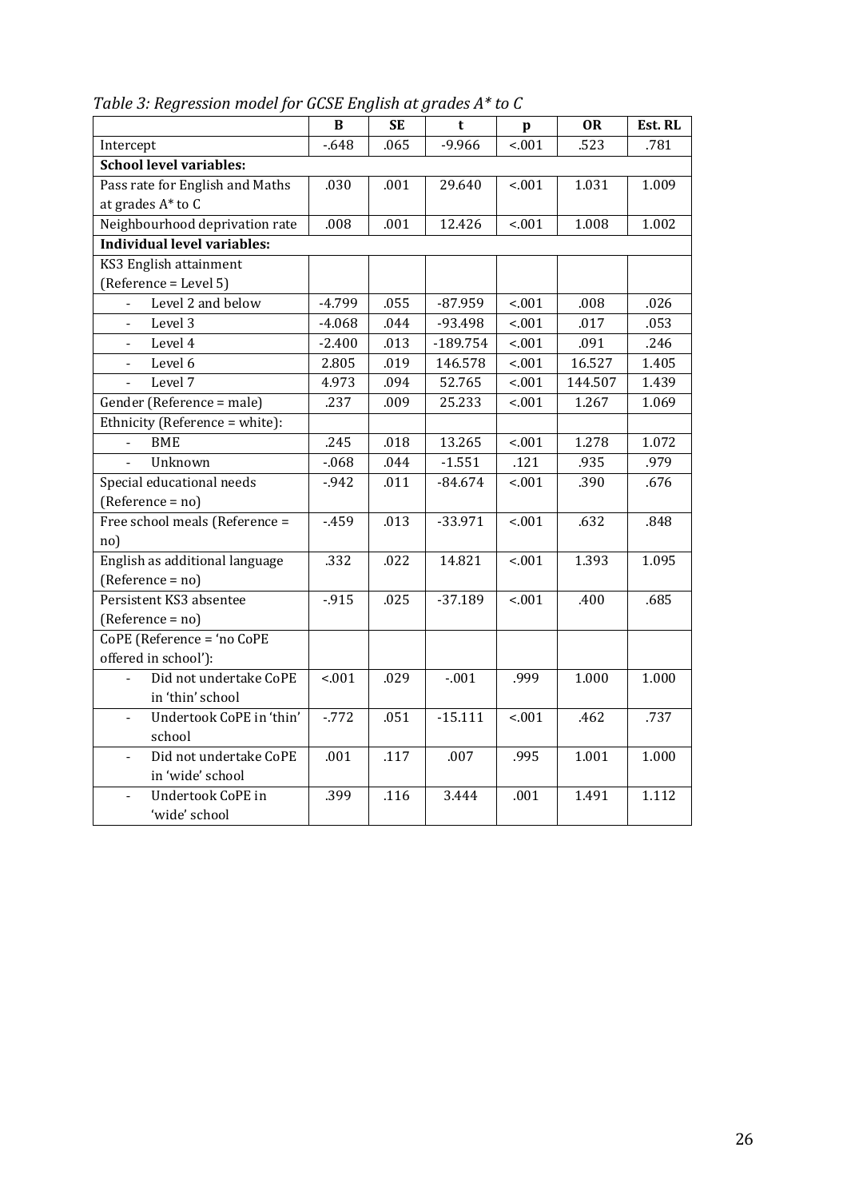*Table 3: Regression model for GCSE English at grades A* to C*

| | B | SE | t | p | OR | Est. RL |
|---|---|---|---|---|---|---|
| Intercept | -.648 | .065 | -9.966 | <.001 | .523 | .781 |
| **School level variables:** | | | | | | |
| Pass rate for English and Maths at grades A* to C | .030 | .001 | 29.640 | <.001 | 1.031 | 1.009 |
| Neighbourhood deprivation rate | .008 | .001 | 12.426 | <.001 | 1.008 | 1.002 |
| **Individual level variables:** | | | | | | |
| KS3 English attainment (Reference = Level 5) | | | | | | |
| - Level 2 and below | -4.799 | .055 | -87.959 | <.001 | .008 | .026 |
| - Level 3 | -4.068 | .044 | -93.498 | <.001 | .017 | .053 |
| - Level 4 | -2.400 | .013 | -189.754 | <.001 | .091 | .246 |
| - Level 6 | 2.805 | .019 | 146.578 | <.001 | 16.527 | 1.405 |
| - Level 7 | 4.973 | .094 | 52.765 | <.001 | 144.507 | 1.439 |
| Gender (Reference = male) | .237 | .009 | 25.233 | <.001 | 1.267 | 1.069 |
| Ethnicity (Reference = white): | | | | | | |
| - BME | .245 | .018 | 13.265 | <.001 | 1.278 | 1.072 |
| - Unknown | -.068 | .044 | -1.551 | .121 | .935 | .979 |
| Special educational needs (Reference = no) | -.942 | .011 | -84.674 | <.001 | .390 | .676 |
| Free school meals (Reference = no) | -.459 | .013 | -33.971 | <.001 | .632 | .848 |
| English as additional language (Reference = no) | .332 | .022 | 14.821 | <.001 | 1.393 | 1.095 |
| Persistent KS3 absentee (Reference = no) | -.915 | .025 | -37.189 | <.001 | .400 | .685 |
| CoPE (Reference = 'no CoPE offered in school'): | | | | | | |
| - Did not undertake CoPE in 'thin' school | <.001 | .029 | -.001 | .999 | 1.000 | 1.000 |
| - Undertook CoPE in 'thin' school | -.772 | .051 | -15.111 | <.001 | .462 | .737 |
| - Did not undertake CoPE in 'wide' school | .001 | .117 | .007 | .995 | 1.001 | 1.000 |
| - Undertook CoPE in 'wide' school | .399 | .116 | 3.444 | .001 | 1.491 | 1.112 |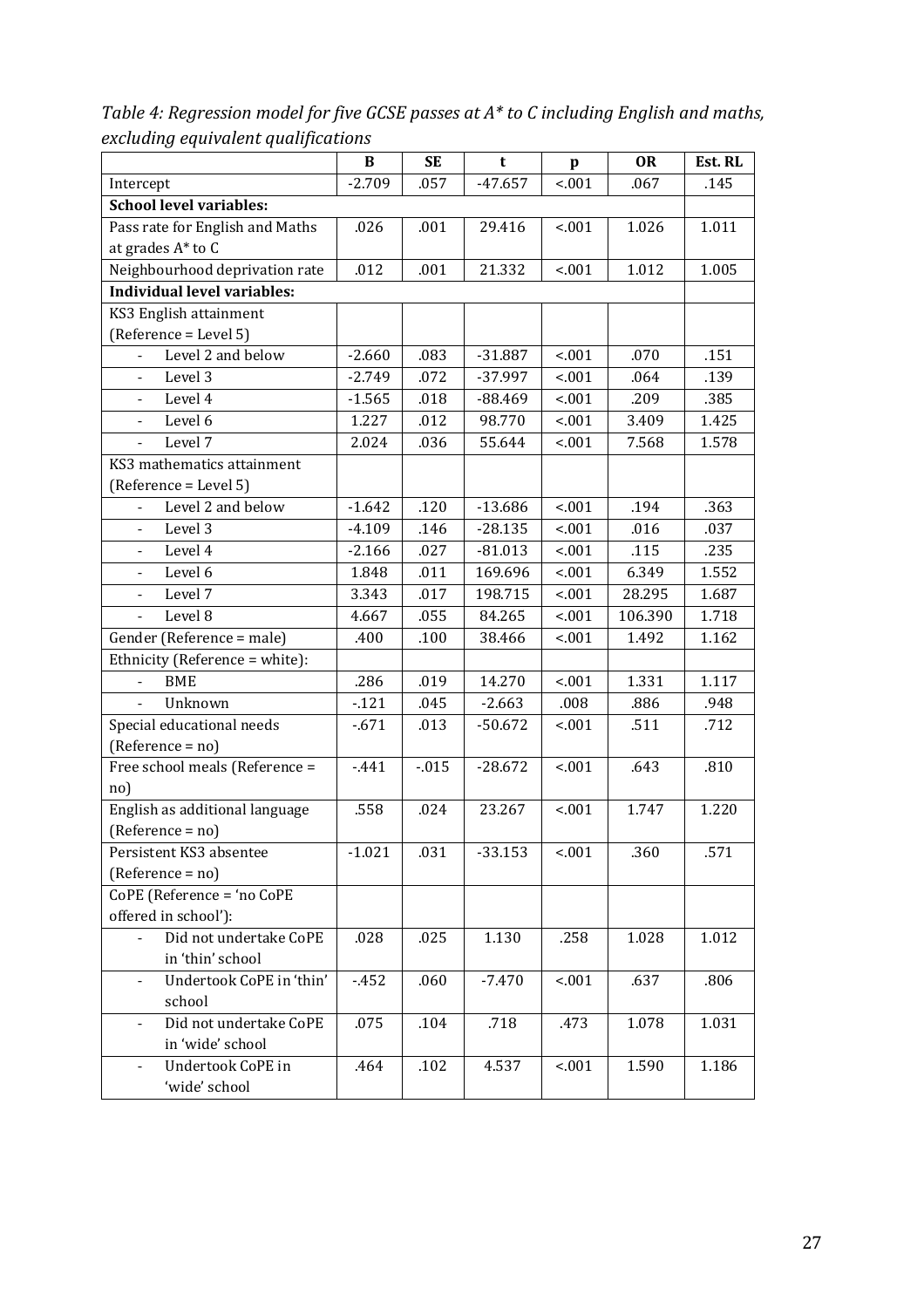*Table 4: Regression model for five GCSE passes at A* to C including English and maths, excluding equivalent qualifications*

| | B | SE | t | p | OR | Est. RL |
|---|---|---|---|---|---|---|
| Intercept | -2.709 | .057 | -47.657 | <.001 | .067 | .145 |
| **School level variables:** | | | | | | |
| Pass rate for English and Maths at grades A* to C | .026 | .001 | 29.416 | <.001 | 1.026 | 1.011 |
| Neighbourhood deprivation rate | .012 | .001 | 21.332 | <.001 | 1.012 | 1.005 |
| **Individual level variables:** | | | | | | |
| KS3 English attainment (Reference = Level 5) | | | | | | |
| - Level 2 and below | -2.660 | .083 | -31.887 | <.001 | .070 | .151 |
| - Level 3 | -2.749 | .072 | -37.997 | <.001 | .064 | .139 |
| - Level 4 | -1.565 | .018 | -88.469 | <.001 | .209 | .385 |
| - Level 6 | 1.227 | .012 | 98.770 | <.001 | 3.409 | 1.425 |
| - Level 7 | 2.024 | .036 | 55.644 | <.001 | 7.568 | 1.578 |
| KS3 mathematics attainment (Reference = Level 5) | | | | | | |
| - Level 2 and below | -1.642 | .120 | -13.686 | <.001 | .194 | .363 |
| - Level 3 | -4.109 | .146 | -28.135 | <.001 | .016 | .037 |
| - Level 4 | -2.166 | .027 | -81.013 | <.001 | .115 | .235 |
| - Level 6 | 1.848 | .011 | 169.696 | <.001 | 6.349 | 1.552 |
| - Level 7 | 3.343 | .017 | 198.715 | <.001 | 28.295 | 1.687 |
| - Level 8 | 4.667 | .055 | 84.265 | <.001 | 106.390 | 1.718 |
| Gender (Reference = male) | .400 | .100 | 38.466 | <.001 | 1.492 | 1.162 |
| Ethnicity (Reference = white): | | | | | | |
| - BME | .286 | .019 | 14.270 | <.001 | 1.331 | 1.117 |
| - Unknown | -.121 | .045 | -2.663 | .008 | .886 | .948 |
| Special educational needs (Reference = no) | -.671 | .013 | -50.672 | <.001 | .511 | .712 |
| Free school meals (Reference = no) | -.441 | -.015 | -28.672 | <.001 | .643 | .810 |
| English as additional language (Reference = no) | .558 | .024 | 23.267 | <.001 | 1.747 | 1.220 |
| Persistent KS3 absentee (Reference = no) | -1.021 | .031 | -33.153 | <.001 | .360 | .571 |
| CoPE (Reference = 'no CoPE offered in school'): | | | | | | |
| - Did not undertake CoPE in 'thin' school | .028 | .025 | 1.130 | .258 | 1.028 | 1.012 |
| - Undertook CoPE in 'thin' school | -.452 | .060 | -7.470 | <.001 | .637 | .806 |
| - Did not undertake CoPE in 'wide' school | .075 | .104 | .718 | .473 | 1.078 | 1.031 |
| - Undertook CoPE in 'wide' school | .464 | .102 | 4.537 | <.001 | 1.590 | 1.186 |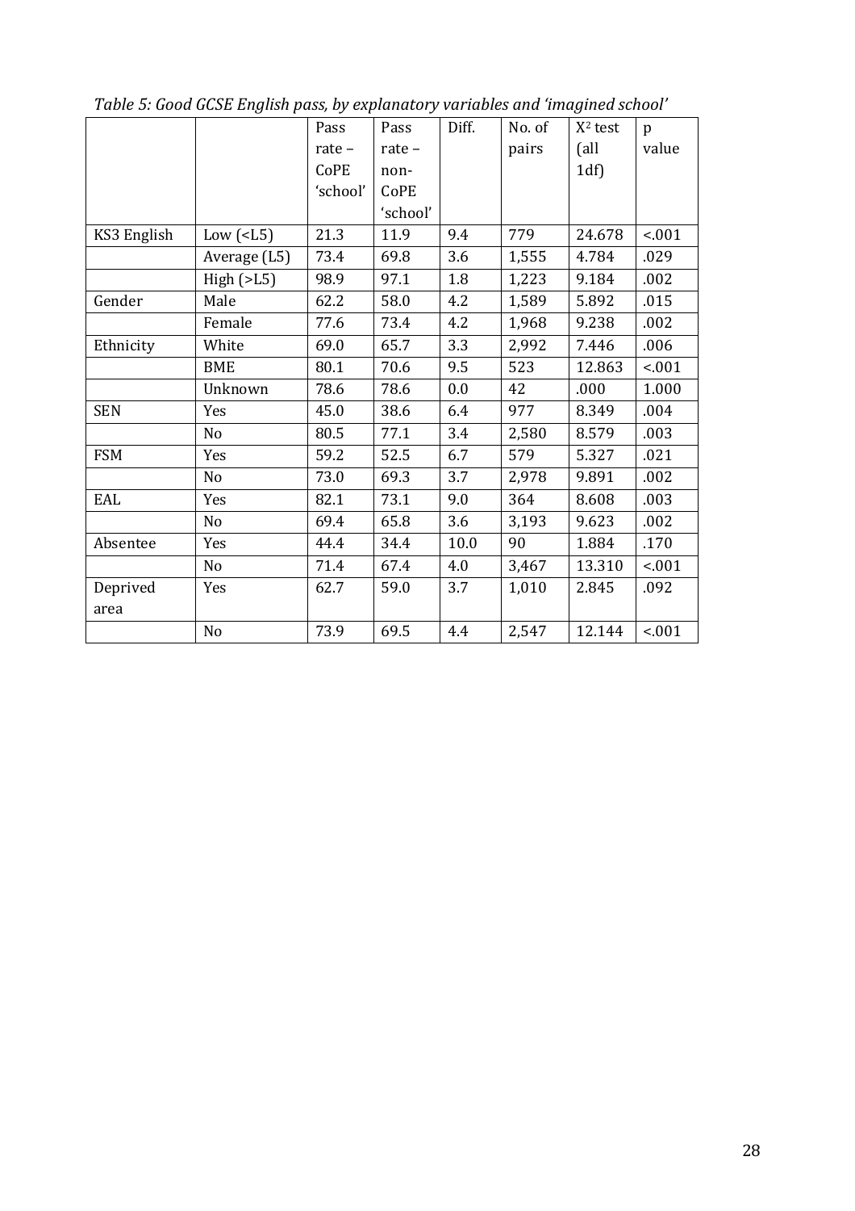*Table 5: Good GCSE English pass, by explanatory variables and 'imagined school'*

| | | Pass rate – CoPE 'school' | Pass rate – non-CoPE 'school' | Diff. | No. of pairs | $X^2$ test (all 1df) | p value |
|---|---|---|---|---|---|---|---|
| KS3 English | Low (<L5) | 21.3 | 11.9 | 9.4 | 779 | 24.678 | <.001 |
| | Average (L5) | 73.4 | 69.8 | 3.6 | 1,555 | 4.784 | .029 |
| | High (>L5) | 98.9 | 97.1 | 1.8 | 1,223 | 9.184 | .002 |
| Gender | Male | 62.2 | 58.0 | 4.2 | 1,589 | 5.892 | .015 |
| | Female | 77.6 | 73.4 | 4.2 | 1,968 | 9.238 | .002 |
| Ethnicity | White | 69.0 | 65.7 | 3.3 | 2,992 | 7.446 | .006 |
| | BME | 80.1 | 70.6 | 9.5 | 523 | 12.863 | <.001 |
| | Unknown | 78.6 | 78.6 | 0.0 | 42 | .000 | 1.000 |
| SEN | Yes | 45.0 | 38.6 | 6.4 | 977 | 8.349 | .004 |
| | No | 80.5 | 77.1 | 3.4 | 2,580 | 8.579 | .003 |
| FSM | Yes | 59.2 | 52.5 | 6.7 | 579 | 5.327 | .021 |
| | No | 73.0 | 69.3 | 3.7 | 2,978 | 9.891 | .002 |
| EAL | Yes | 82.1 | 73.1 | 9.0 | 364 | 8.608 | .003 |
| | No | 69.4 | 65.8 | 3.6 | 3,193 | 9.623 | .002 |
| Absentee | Yes | 44.4 | 34.4 | 10.0 | 90 | 1.884 | .170 |
| | No | 71.4 | 67.4 | 4.0 | 3,467 | 13.310 | <.001 |
| Deprived area | Yes | 62.7 | 59.0 | 3.7 | 1,010 | 2.845 | .092 |
| | No | 73.9 | 69.5 | 4.4 | 2,547 | 12.144 | <.001 |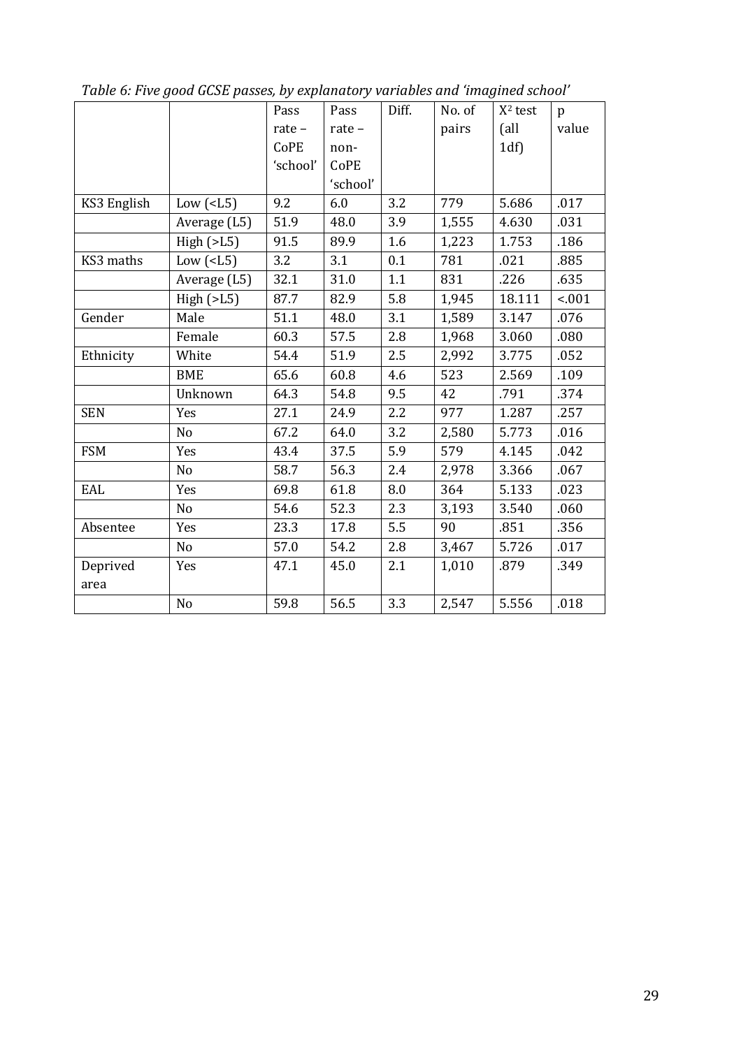*Table 6: Five good GCSE passes, by explanatory variables and 'imagined school'*

| | | Pass rate – CoPE 'school' | Pass rate – non-CoPE 'school' | Diff. | No. of pairs | $X^2$ test (all 1df) | p value |
|---|---|---|---|---|---|---|---|
| KS3 English | Low (<L5) | 9.2 | 6.0 | 3.2 | 779 | 5.686 | .017 |
| | Average (L5) | 51.9 | 48.0 | 3.9 | 1,555 | 4.630 | .031 |
| | High (>L5) | 91.5 | 89.9 | 1.6 | 1,223 | 1.753 | .186 |
| KS3 maths | Low (<L5) | 3.2 | 3.1 | 0.1 | 781 | .021 | .885 |
| | Average (L5) | 32.1 | 31.0 | 1.1 | 831 | .226 | .635 |
| | High (>L5) | 87.7 | 82.9 | 5.8 | 1,945 | 18.111 | <.001 |
| Gender | Male | 51.1 | 48.0 | 3.1 | 1,589 | 3.147 | .076 |
| | Female | 60.3 | 57.5 | 2.8 | 1,968 | 3.060 | .080 |
| Ethnicity | White | 54.4 | 51.9 | 2.5 | 2,992 | 3.775 | .052 |
| | BME | 65.6 | 60.8 | 4.6 | 523 | 2.569 | .109 |
| | Unknown | 64.3 | 54.8 | 9.5 | 42 | .791 | .374 |
| SEN | Yes | 27.1 | 24.9 | 2.2 | 977 | 1.287 | .257 |
| | No | 67.2 | 64.0 | 3.2 | 2,580 | 5.773 | .016 |
| FSM | Yes | 43.4 | 37.5 | 5.9 | 579 | 4.145 | .042 |
| | No | 58.7 | 56.3 | 2.4 | 2,978 | 3.366 | .067 |
| EAL | Yes | 69.8 | 61.8 | 8.0 | 364 | 5.133 | .023 |
| | No | 54.6 | 52.3 | 2.3 | 3,193 | 3.540 | .060 |
| Absentee | Yes | 23.3 | 17.8 | 5.5 | 90 | .851 | .356 |
| | No | 57.0 | 54.2 | 2.8 | 3,467 | 5.726 | .017 |
| Deprived area | Yes | 47.1 | 45.0 | 2.1 | 1,010 | .879 | .349 |
| | No | 59.8 | 56.5 | 3.3 | 2,547 | 5.556 | .018 |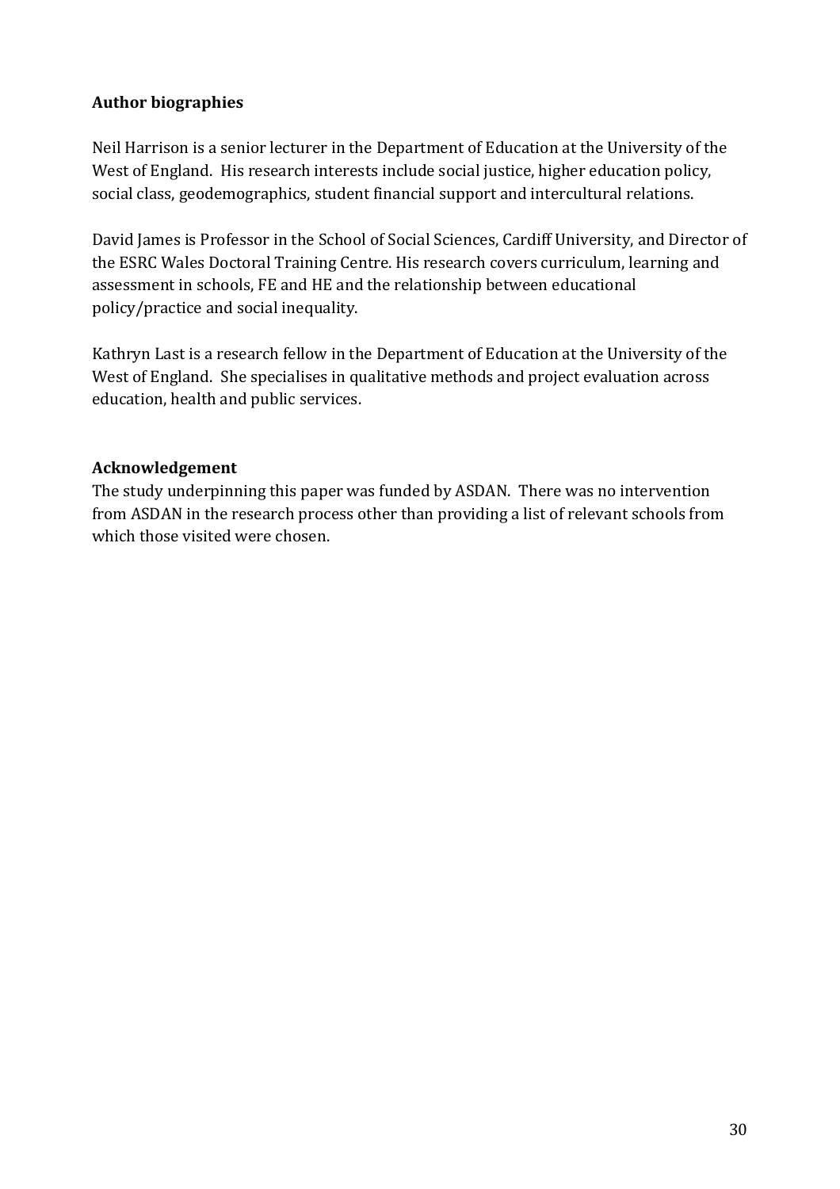## Author biographies

Neil Harrison is a senior lecturer in the Department of Education at the University of the West of England. His research interests include social justice, higher education policy, social class, geodemographics, student financial support and intercultural relations.

David James is Professor in the School of Social Sciences, Cardiff University, and Director of the ESRC Wales Doctoral Training Centre. His research covers curriculum, learning and assessment in schools, FE and HE and the relationship between educational policy/practice and social inequality.

Kathryn Last is a research fellow in the Department of Education at the University of the West of England. She specialises in qualitative methods and project evaluation across education, health and public services.

## Acknowledgement

The study underpinning this paper was funded by ASDAN. There was no intervention from ASDAN in the research process other than providing a list of relevant schools from which those visited were chosen.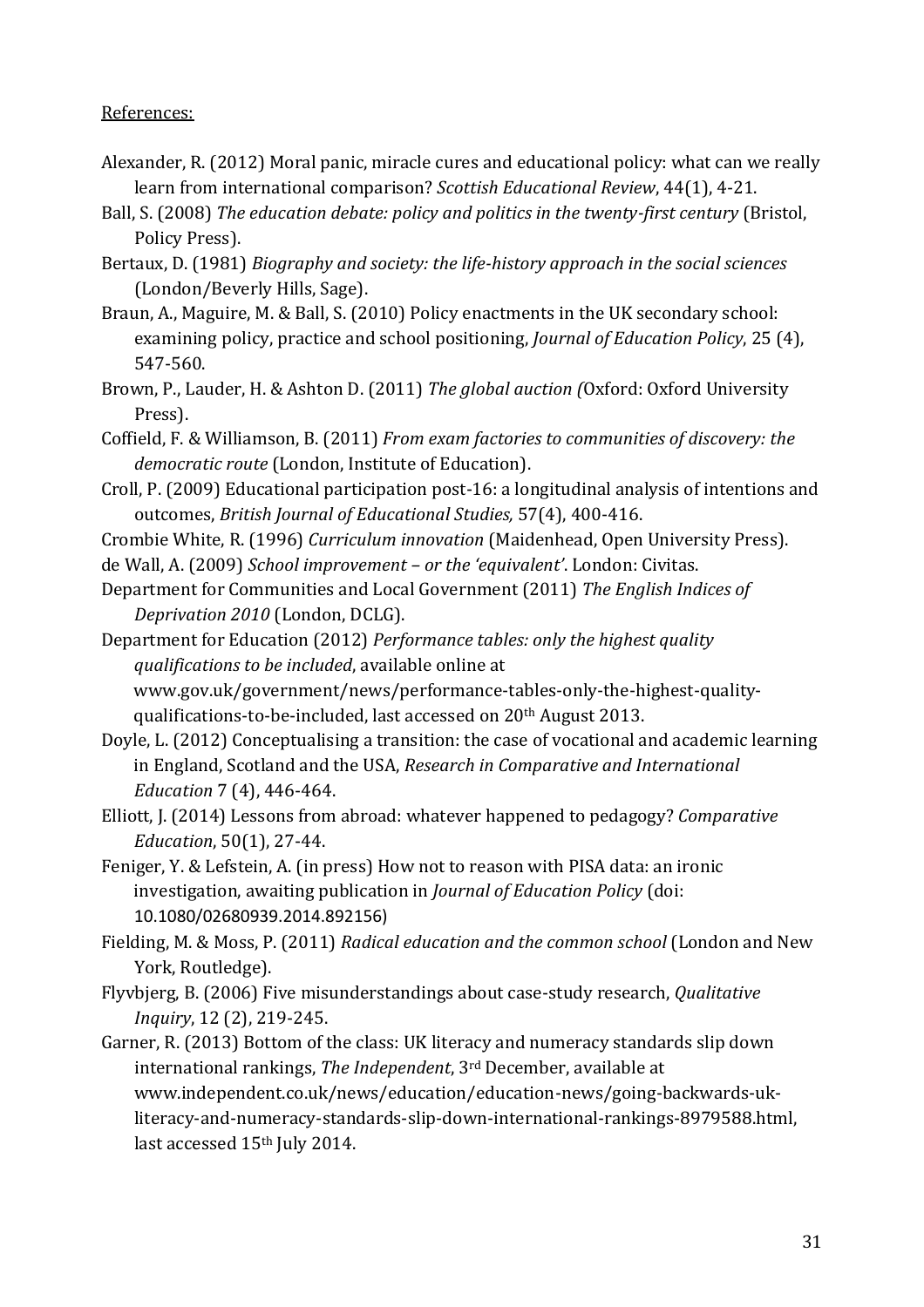References:

Alexander, R. (2012) Moral panic, miracle cures and educational policy: what can we really learn from international comparison? *Scottish Educational Review*, 44(1), 4-21.

Ball, S. (2008) *The education debate: policy and politics in the twenty-first century* (Bristol, Policy Press).

Bertaux, D. (1981) *Biography and society: the life-history approach in the social sciences* (London/Beverly Hills, Sage).

Braun, A., Maguire, M. & Ball, S. (2010) Policy enactments in the UK secondary school: examining policy, practice and school positioning, *Journal of Education Policy*, 25 (4), 547-560.

Brown, P., Lauder, H. & Ashton D. (2011) *The global auction (*Oxford: Oxford University Press).

Coffield, F. & Williamson, B. (2011) *From exam factories to communities of discovery: the democratic route* (London, Institute of Education).

Croll, P. (2009) Educational participation post-16: a longitudinal analysis of intentions and outcomes, *British Journal of Educational Studies,* 57(4), 400-416.

Crombie White, R. (1996) *Curriculum innovation* (Maidenhead, Open University Press).

de Wall, A. (2009) *School improvement – or the 'equivalent'*. London: Civitas.

Department for Communities and Local Government (2011) *The English Indices of Deprivation 2010* (London, DCLG).

Department for Education (2012) *Performance tables: only the highest quality qualifications to be included*, available online at www.gov.uk/government/news/performance-tables-only-the-highest-quality-qualifications-to-be-included, last accessed on 20th August 2013.

Doyle, L. (2012) Conceptualising a transition: the case of vocational and academic learning in England, Scotland and the USA, *Research in Comparative and International Education* 7 (4), 446-464.

Elliott, J. (2014) Lessons from abroad: whatever happened to pedagogy? *Comparative Education*, 50(1), 27-44.

Feniger, Y. & Lefstein, A. (in press) How not to reason with PISA data: an ironic investigation, awaiting publication in *Journal of Education Policy* (doi: 10.1080/02680939.2014.892156)

Fielding, M. & Moss, P. (2011) *Radical education and the common school* (London and New York, Routledge).

Flyvbjerg, B. (2006) Five misunderstandings about case-study research, *Qualitative Inquiry*, 12 (2), 219-245.

Garner, R. (2013) Bottom of the class: UK literacy and numeracy standards slip down international rankings, *The Independent*, 3rd December, available at www.independent.co.uk/news/education/education-news/going-backwards-uk-literacy-and-numeracy-standards-slip-down-international-rankings-8979588.html, last accessed 15th July 2014.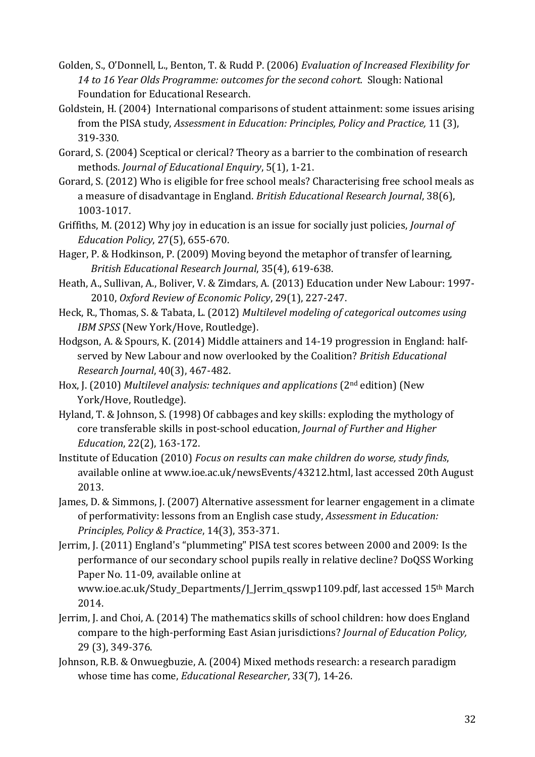Golden, S., O'Donnell, L., Benton, T. & Rudd P. (2006) *Evaluation of Increased Flexibility for 14 to 16 Year Olds Programme: outcomes for the second cohort.* Slough: National Foundation for Educational Research.

Goldstein, H. (2004) International comparisons of student attainment: some issues arising from the PISA study, *Assessment in Education: Principles, Policy and Practice,* 11 (3), 319-330.

Gorard, S. (2004) Sceptical or clerical? Theory as a barrier to the combination of research methods. *Journal of Educational Enquiry*, 5(1), 1-21.

Gorard, S. (2012) Who is eligible for free school meals? Characterising free school meals as a measure of disadvantage in England. *British Educational Research Journal*, 38(6), 1003-1017.

Griffiths, M. (2012) Why joy in education is an issue for socially just policies, *Journal of Education Policy*, 27(5), 655-670.

Hager, P. & Hodkinson, P. (2009) Moving beyond the metaphor of transfer of learning, *British Educational Research Journal*, 35(4), 619-638.

Heath, A., Sullivan, A., Boliver, V. & Zimdars, A. (2013) Education under New Labour: 1997-2010, *Oxford Review of Economic Policy*, 29(1), 227-247.

Heck, R., Thomas, S. & Tabata, L. (2012) *Multilevel modeling of categorical outcomes using IBM SPSS* (New York/Hove, Routledge).

Hodgson, A. & Spours, K. (2014) Middle attainers and 14-19 progression in England: half-served by New Labour and now overlooked by the Coalition? *British Educational Research Journal*, 40(3), 467-482.

Hox, J. (2010) *Multilevel analysis: techniques and applications* (2nd edition) (New York/Hove, Routledge).

Hyland, T. & Johnson, S. (1998) Of cabbages and key skills: exploding the mythology of core transferable skills in post-school education, *Journal of Further and Higher Education*, 22(2), 163-172.

Institute of Education (2010) *Focus on results can make children do worse, study finds*, available online at www.ioe.ac.uk/newsEvents/43212.html, last accessed 20th August 2013.

James, D. & Simmons, J. (2007) Alternative assessment for learner engagement in a climate of performativity: lessons from an English case study, *Assessment in Education: Principles, Policy & Practice*, 14(3), 353-371.

Jerrim, J. (2011) England's "plummeting" PISA test scores between 2000 and 2009: Is the performance of our secondary school pupils really in relative decline? DoQSS Working Paper No. 11-09, available online at www.ioe.ac.uk/Study_Departments/J_Jerrim_qsswp1109.pdf, last accessed 15th March 2014.

Jerrim, J. and Choi, A. (2014) The mathematics skills of school children: how does England compare to the high-performing East Asian jurisdictions? *Journal of Education Policy,* 29 (3), 349-376.

Johnson, R.B. & Onwuegbuzie, A. (2004) Mixed methods research: a research paradigm whose time has come, *Educational Researcher*, 33(7), 14-26.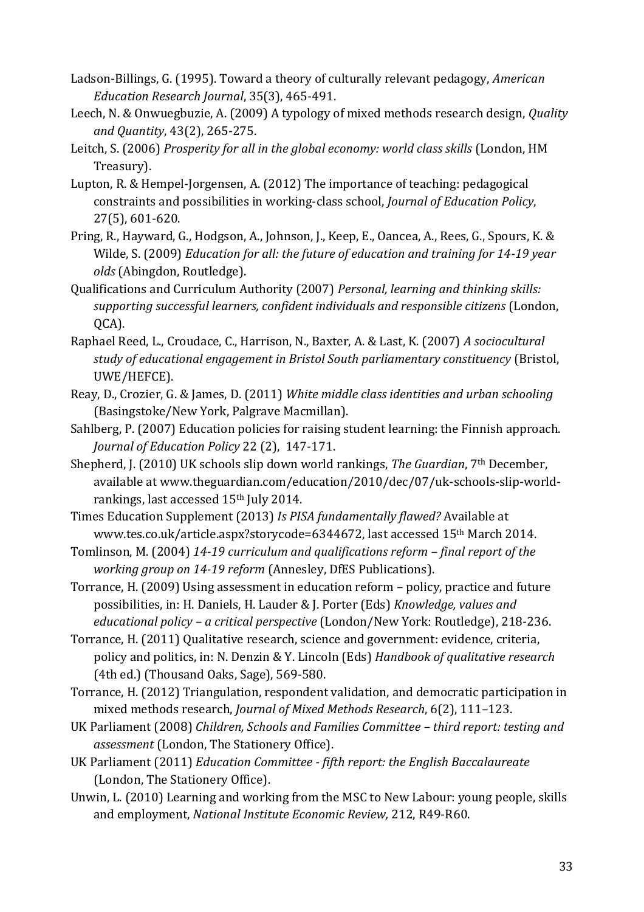Ladson-Billings, G. (1995). Toward a theory of culturally relevant pedagogy, *American Education Research Journal*, 35(3), 465-491.

Leech, N. & Onwuegbuzie, A. (2009) A typology of mixed methods research design, *Quality and Quantity*, 43(2), 265-275.

Leitch, S. (2006) *Prosperity for all in the global economy: world class skills* (London, HM Treasury).

Lupton, R. & Hempel-Jorgensen, A. (2012) The importance of teaching: pedagogical constraints and possibilities in working-class school, *Journal of Education Policy*, 27(5), 601-620.

Pring, R., Hayward, G., Hodgson, A., Johnson, J., Keep, E., Oancea, A., Rees, G., Spours, K. & Wilde, S. (2009) *Education for all: the future of education and training for 14-19 year olds* (Abingdon, Routledge).

Qualifications and Curriculum Authority (2007) *Personal, learning and thinking skills: supporting successful learners, confident individuals and responsible citizens* (London, QCA).

Raphael Reed, L., Croudace, C., Harrison, N., Baxter, A. & Last, K. (2007) *A sociocultural study of educational engagement in Bristol South parliamentary constituency* (Bristol, UWE/HEFCE).

Reay, D., Crozier, G. & James, D. (2011) *White middle class identities and urban schooling* (Basingstoke/New York, Palgrave Macmillan).

Sahlberg, P. (2007) Education policies for raising student learning: the Finnish approach. *Journal of Education Policy* 22 (2), 147-171.

Shepherd, J. (2010) UK schools slip down world rankings, *The Guardian*, 7th December, available at www.theguardian.com/education/2010/dec/07/uk-schools-slip-world-rankings, last accessed 15th July 2014.

Times Education Supplement (2013) *Is PISA fundamentally flawed?* Available at www.tes.co.uk/article.aspx?storycode=6344672, last accessed 15th March 2014.

Tomlinson, M. (2004) *14-19 curriculum and qualifications reform – final report of the working group on 14-19 reform* (Annesley, DfES Publications).

Torrance, H. (2009) Using assessment in education reform – policy, practice and future possibilities, in: H. Daniels, H. Lauder & J. Porter (Eds) *Knowledge, values and educational policy – a critical perspective* (London/New York: Routledge), 218-236.

Torrance, H. (2011) Qualitative research, science and government: evidence, criteria, policy and politics, in: N. Denzin & Y. Lincoln (Eds) *Handbook of qualitative research* (4th ed.) (Thousand Oaks, Sage), 569-580.

Torrance, H. (2012) Triangulation, respondent validation, and democratic participation in mixed methods research, *Journal of Mixed Methods Research*, 6(2), 111–123.

UK Parliament (2008) *Children, Schools and Families Committee – third report: testing and assessment* (London, The Stationery Office).

UK Parliament (2011) *Education Committee - fifth report: the English Baccalaureate* (London, The Stationery Office).

Unwin, L. (2010) Learning and working from the MSC to New Labour: young people, skills and employment, *National Institute Economic Review,* 212, R49-R60.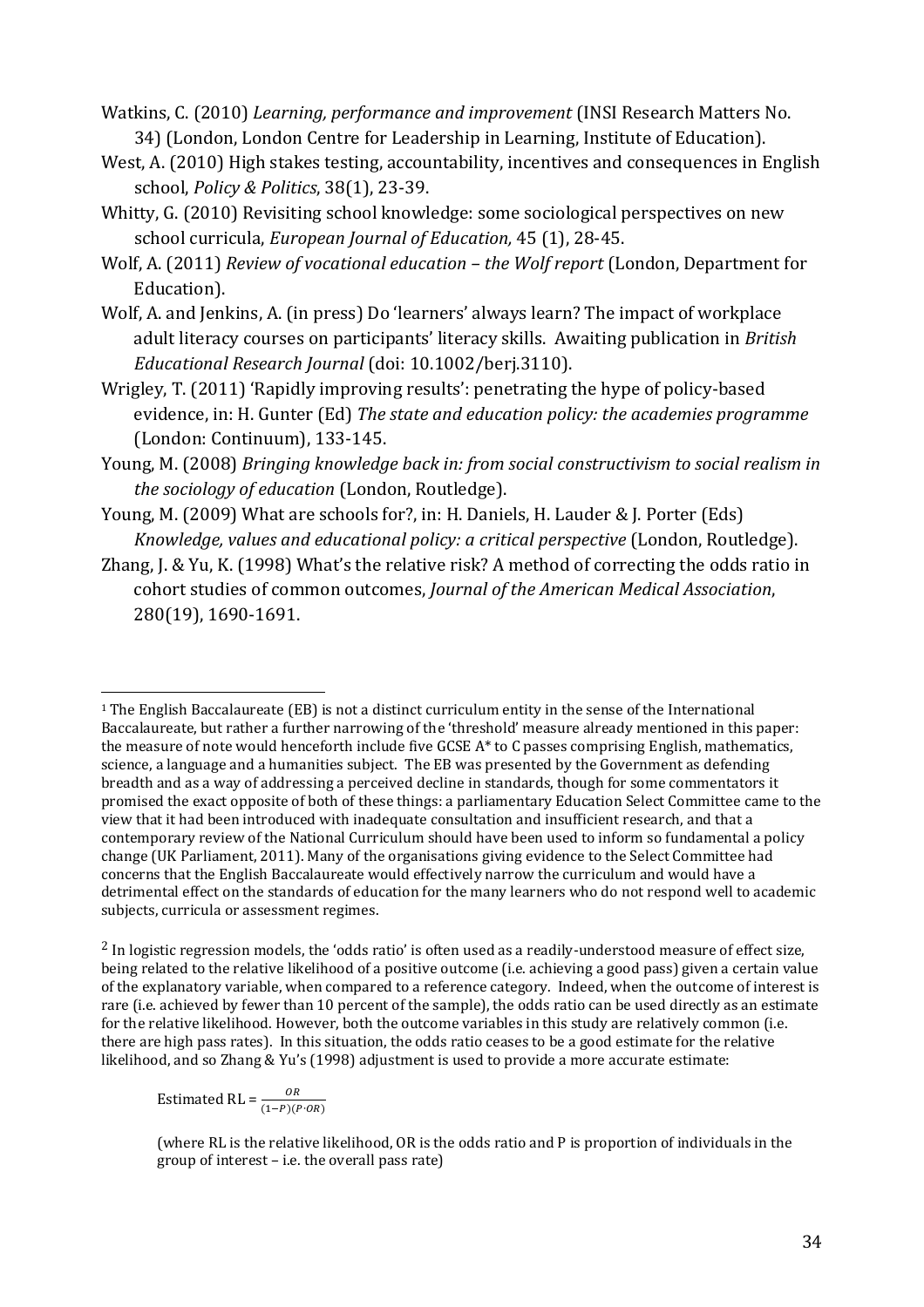Watkins, C. (2010) *Learning, performance and improvement* (INSI Research Matters No. 34) (London, London Centre for Leadership in Learning, Institute of Education).

West, A. (2010) High stakes testing, accountability, incentives and consequences in English school, *Policy & Politics*, 38(1), 23-39.

Whitty, G. (2010) Revisiting school knowledge: some sociological perspectives on new school curricula, *European Journal of Education,* 45 (1), 28-45.

Wolf, A. (2011) *Review of vocational education – the Wolf report* (London, Department for Education).

Wolf, A. and Jenkins, A. (in press) Do 'learners' always learn? The impact of workplace adult literacy courses on participants' literacy skills. Awaiting publication in *British Educational Research Journal* (doi: 10.1002/berj.3110).

Wrigley, T. (2011) 'Rapidly improving results': penetrating the hype of policy-based evidence, in: H. Gunter (Ed) *The state and education policy: the academies programme* (London: Continuum), 133-145.

Young, M. (2008) *Bringing knowledge back in: from social constructivism to social realism in the sociology of education* (London, Routledge).

Young, M. (2009) What are schools for?, in: H. Daniels, H. Lauder & J. Porter (Eds) *Knowledge, values and educational policy: a critical perspective* (London, Routledge).

Zhang, J. & Yu, K. (1998) What's the relative risk? A method of correcting the odds ratio in cohort studies of common outcomes, *Journal of the American Medical Association*, 280(19), 1690-1691.

---

[1] The English Baccalaureate (EB) is not a distinct curriculum entity in the sense of the International Baccalaureate, but rather a further narrowing of the 'threshold' measure already mentioned in this paper: the measure of note would henceforth include five GCSE A* to C passes comprising English, mathematics, science, a language and a humanities subject. The EB was presented by the Government as defending breadth and as a way of addressing a perceived decline in standards, though for some commentators it promised the exact opposite of both of these things: a parliamentary Education Select Committee came to the view that it had been introduced with inadequate consultation and insufficient research, and that a contemporary review of the National Curriculum should have been used to inform so fundamental a policy change (UK Parliament, 2011). Many of the organisations giving evidence to the Select Committee had concerns that the English Baccalaureate would effectively narrow the curriculum and would have a detrimental effect on the standards of education for the many learners who do not respond well to academic subjects, curricula or assessment regimes.

[2] In logistic regression models, the 'odds ratio' is often used as a readily-understood measure of effect size, being related to the relative likelihood of a positive outcome (i.e. achieving a good pass) given a certain value of the explanatory variable, when compared to a reference category. Indeed, when the outcome of interest is rare (i.e. achieved by fewer than 10 percent of the sample), the odds ratio can be used directly as an estimate for the relative likelihood. However, both the outcome variables in this study are relatively common (i.e. there are high pass rates). In this situation, the odds ratio ceases to be a good estimate for the relative likelihood, and so Zhang & Yu's (1998) adjustment is used to provide a more accurate estimate:

$$\text{Estimated RL} = \frac{OR}{(1-P)(P \cdot OR)}$$

(where RL is the relative likelihood, OR is the odds ratio and P is proportion of individuals in the group of interest – i.e. the overall pass rate)